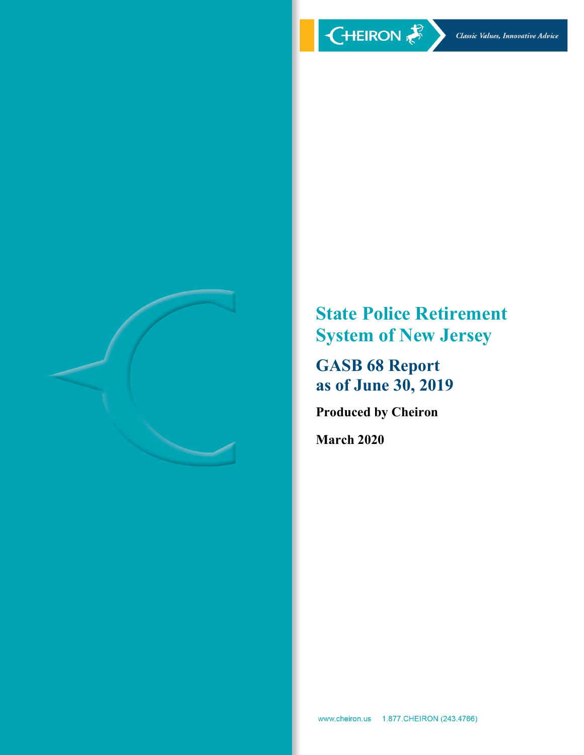CHEIRON

*Classic Values, Innovative Advice*

# State Police Retirement System of New Jersey

## GASB 68 Report as of June 30, 2019

**Produced by Cheiron**

**March 2020**

www.cheiron.us 1.877.CHEIRON (243.4766)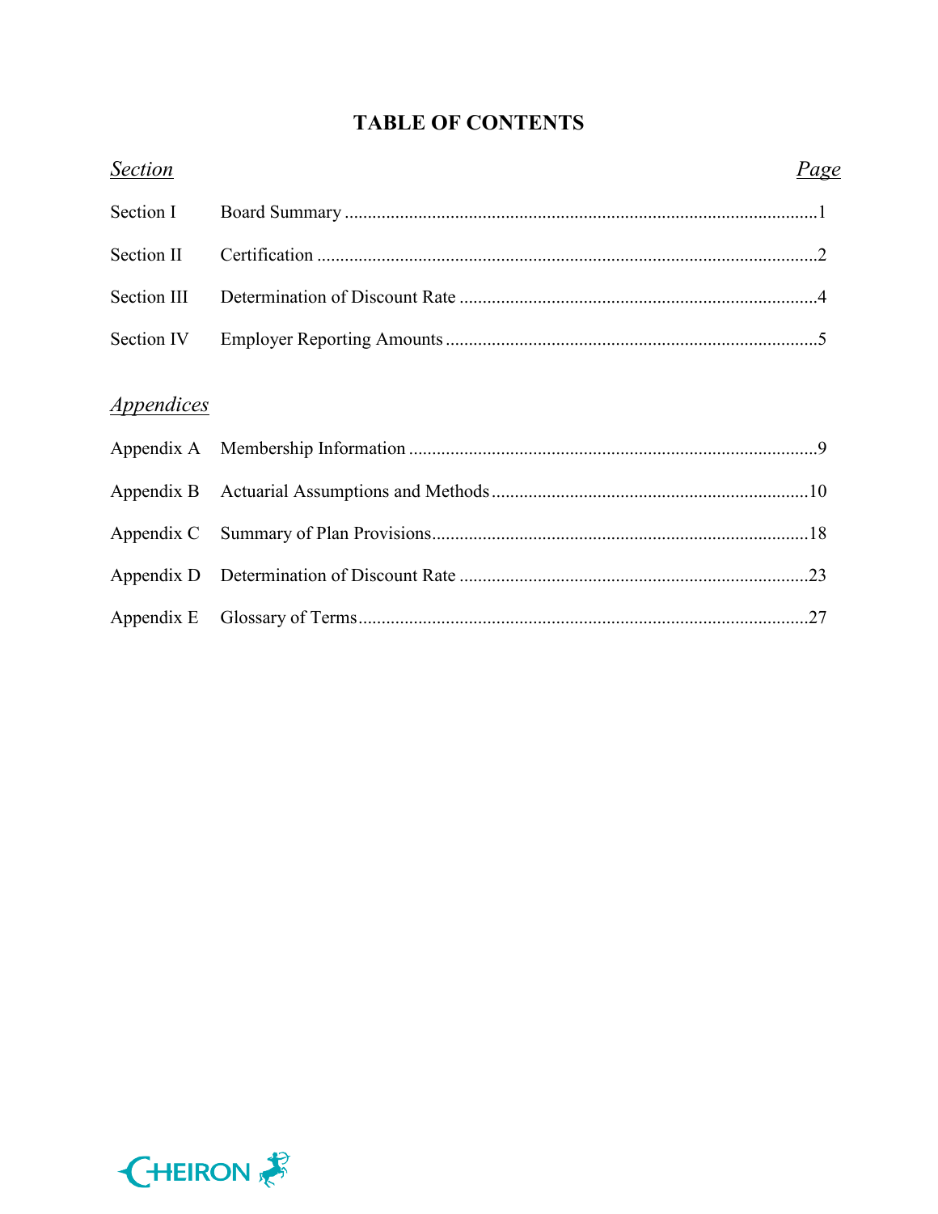# TABLE OF CONTENTS

| *Section* | | *Page* |
|---|---|---|
| Section I | Board Summary | 1 |
| Section II | Certification | 2 |
| Section III | Determination of Discount Rate | 4 |
| Section IV | Employer Reporting Amounts | 5 |

| *Appendices* | | |
|---|---|---|
| Appendix A | Membership Information | 9 |
| Appendix B | Actuarial Assumptions and Methods | 10 |
| Appendix C | Summary of Plan Provisions | 18 |
| Appendix D | Determination of Discount Rate | 23 |
| Appendix E | Glossary of Terms | 27 |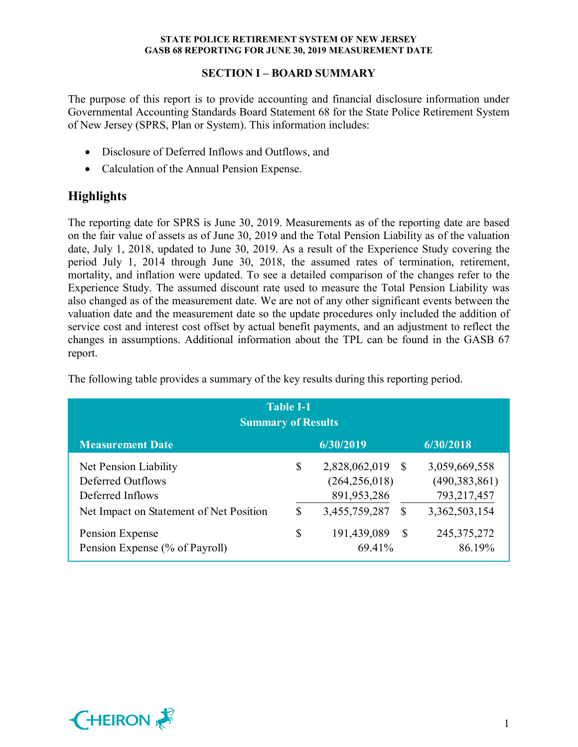# SECTION I – BOARD SUMMARY

The purpose of this report is to provide accounting and financial disclosure information under Governmental Accounting Standards Board Statement 68 for the State Police Retirement System of New Jersey (SPRS, Plan or System). This information includes:

- Disclosure of Deferred Inflows and Outflows, and
- Calculation of the Annual Pension Expense.

## Highlights

The reporting date for SPRS is June 30, 2019. Measurements as of the reporting date are based on the fair value of assets as of June 30, 2019 and the Total Pension Liability as of the valuation date, July 1, 2018, updated to June 30, 2019. As a result of the Experience Study covering the period July 1, 2014 through June 30, 2018, the assumed rates of termination, retirement, mortality, and inflation were updated. To see a detailed comparison of the changes refer to the Experience Study. The assumed discount rate used to measure the Total Pension Liability was also changed as of the measurement date. We are not of any other significant events between the valuation date and the measurement date so the update procedures only included the addition of service cost and interest cost offset by actual benefit payments, and an adjustment to reflect the changes in assumptions. Additional information about the TPL can be found in the GASB 67 report.

The following table provides a summary of the key results during this reporting period.

**Table I-1**
**Summary of Results**

| Measurement Date | 6/30/2019 | 6/30/2018 |
|---|---|---|
| Net Pension Liability | $ 2,828,062,019 | $ 3,059,669,558 |
| Deferred Outflows | (264,256,018) | (490,383,861) |
| Deferred Inflows | 891,953,286 | 793,217,457 |
| Net Impact on Statement of Net Position | $ 3,455,759,287 | $ 3,362,503,154 |
| Pension Expense | $ 191,439,089 | $ 245,375,272 |
| Pension Expense (% of Payroll) | 69.41% | 86.19% |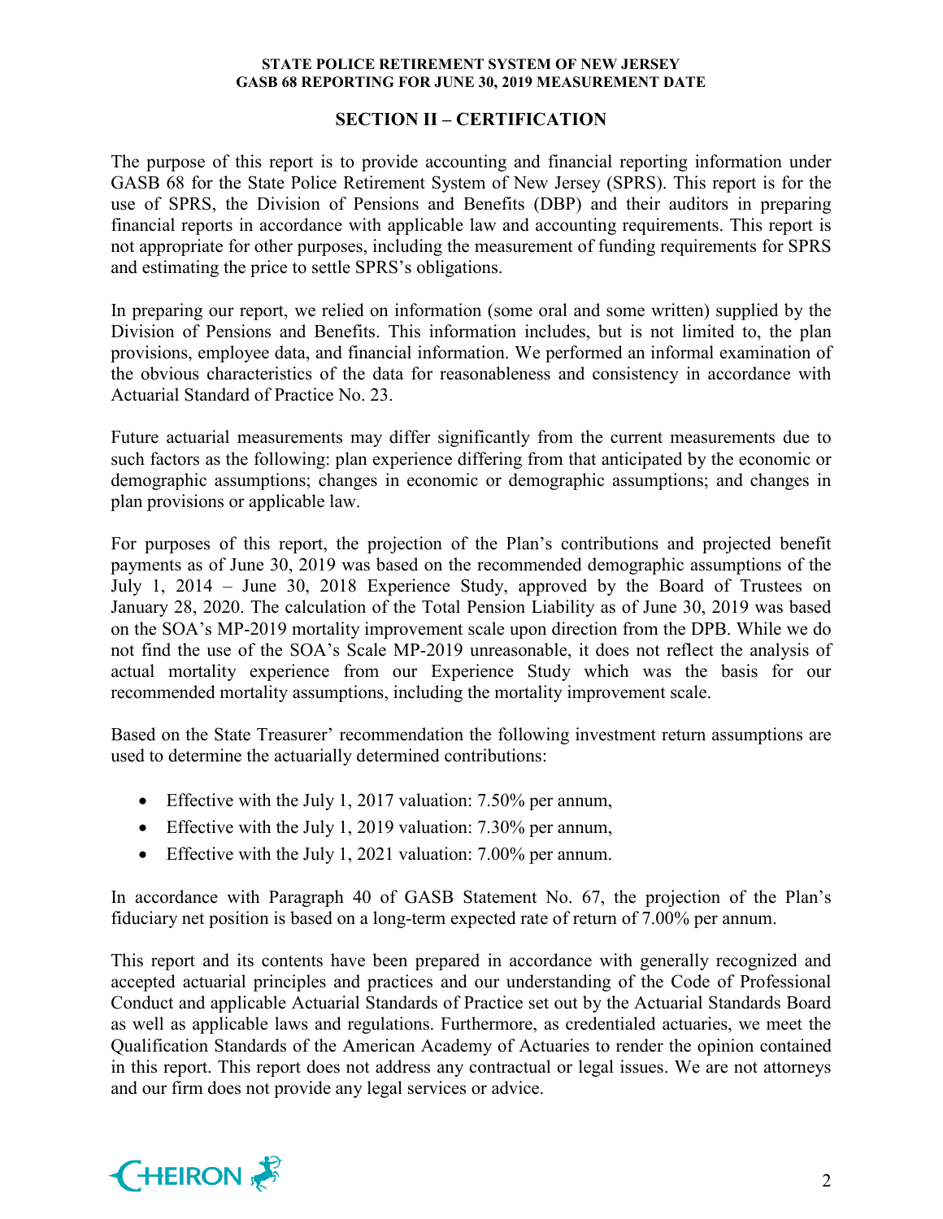## SECTION II – CERTIFICATION

The purpose of this report is to provide accounting and financial reporting information under GASB 68 for the State Police Retirement System of New Jersey (SPRS). This report is for the use of SPRS, the Division of Pensions and Benefits (DBP) and their auditors in preparing financial reports in accordance with applicable law and accounting requirements. This report is not appropriate for other purposes, including the measurement of funding requirements for SPRS and estimating the price to settle SPRS's obligations.

In preparing our report, we relied on information (some oral and some written) supplied by the Division of Pensions and Benefits. This information includes, but is not limited to, the plan provisions, employee data, and financial information. We performed an informal examination of the obvious characteristics of the data for reasonableness and consistency in accordance with Actuarial Standard of Practice No. 23.

Future actuarial measurements may differ significantly from the current measurements due to such factors as the following: plan experience differing from that anticipated by the economic or demographic assumptions; changes in economic or demographic assumptions; and changes in plan provisions or applicable law.

For purposes of this report, the projection of the Plan's contributions and projected benefit payments as of June 30, 2019 was based on the recommended demographic assumptions of the July 1, 2014 – June 30, 2018 Experience Study, approved by the Board of Trustees on January 28, 2020. The calculation of the Total Pension Liability as of June 30, 2019 was based on the SOA's MP-2019 mortality improvement scale upon direction from the DPB. While we do not find the use of the SOA's Scale MP-2019 unreasonable, it does not reflect the analysis of actual mortality experience from our Experience Study which was the basis for our recommended mortality assumptions, including the mortality improvement scale.

Based on the State Treasurer' recommendation the following investment return assumptions are used to determine the actuarially determined contributions:

- Effective with the July 1, 2017 valuation: 7.50% per annum,
- Effective with the July 1, 2019 valuation: 7.30% per annum,
- Effective with the July 1, 2021 valuation: 7.00% per annum.

In accordance with Paragraph 40 of GASB Statement No. 67, the projection of the Plan's fiduciary net position is based on a long-term expected rate of return of 7.00% per annum.

This report and its contents have been prepared in accordance with generally recognized and accepted actuarial principles and practices and our understanding of the Code of Professional Conduct and applicable Actuarial Standards of Practice set out by the Actuarial Standards Board as well as applicable laws and regulations. Furthermore, as credentialed actuaries, we meet the Qualification Standards of the American Academy of Actuaries to render the opinion contained in this report. This report does not address any contractual or legal issues. We are not attorneys and our firm does not provide any legal services or advice.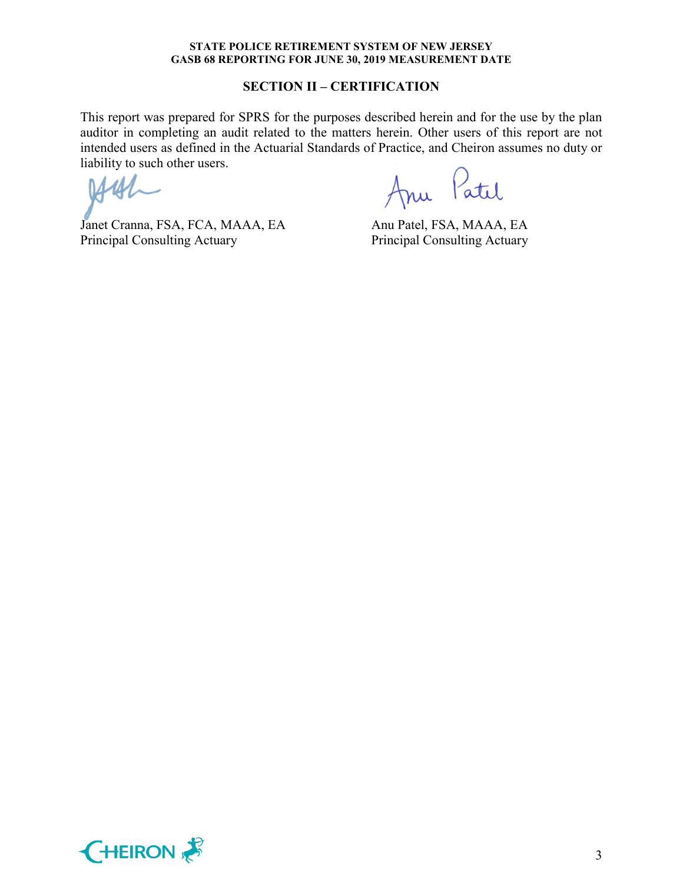## SECTION II – CERTIFICATION

This report was prepared for SPRS for the purposes described herein and for the use by the plan auditor in completing an audit related to the matters herein. Other users of this report are not intended users as defined in the Actuarial Standards of Practice, and Cheiron assumes no duty or liability to such other users.

Janet Cranna, FSA, FCA, MAAA, EA
Principal Consulting Actuary

Anu Patel, FSA, MAAA, EA
Principal Consulting Actuary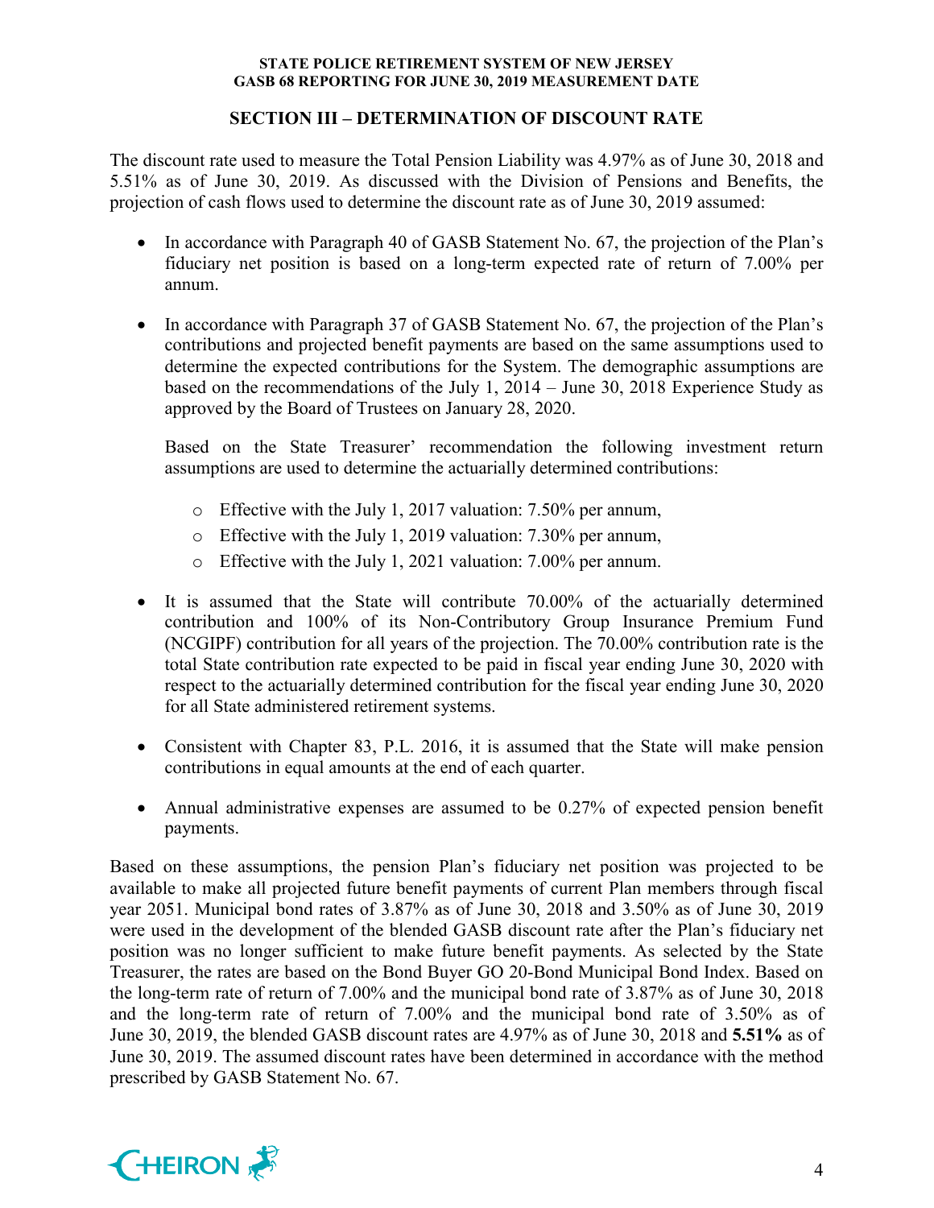## SECTION III – DETERMINATION OF DISCOUNT RATE

The discount rate used to measure the Total Pension Liability was 4.97% as of June 30, 2018 and 5.51% as of June 30, 2019. As discussed with the Division of Pensions and Benefits, the projection of cash flows used to determine the discount rate as of June 30, 2019 assumed:

- In accordance with Paragraph 40 of GASB Statement No. 67, the projection of the Plan's fiduciary net position is based on a long-term expected rate of return of 7.00% per annum.

- In accordance with Paragraph 37 of GASB Statement No. 67, the projection of the Plan's contributions and projected benefit payments are based on the same assumptions used to determine the expected contributions for the System. The demographic assumptions are based on the recommendations of the July 1, 2014 – June 30, 2018 Experience Study as approved by the Board of Trustees on January 28, 2020.

  Based on the State Treasurer' recommendation the following investment return assumptions are used to determine the actuarially determined contributions:

  - Effective with the July 1, 2017 valuation: 7.50% per annum,
  - Effective with the July 1, 2019 valuation: 7.30% per annum,
  - Effective with the July 1, 2021 valuation: 7.00% per annum.

- It is assumed that the State will contribute 70.00% of the actuarially determined contribution and 100% of its Non-Contributory Group Insurance Premium Fund (NCGIPF) contribution for all years of the projection. The 70.00% contribution rate is the total State contribution rate expected to be paid in fiscal year ending June 30, 2020 with respect to the actuarially determined contribution for the fiscal year ending June 30, 2020 for all State administered retirement systems.

- Consistent with Chapter 83, P.L. 2016, it is assumed that the State will make pension contributions in equal amounts at the end of each quarter.

- Annual administrative expenses are assumed to be 0.27% of expected pension benefit payments.

Based on these assumptions, the pension Plan's fiduciary net position was projected to be available to make all projected future benefit payments of current Plan members through fiscal year 2051. Municipal bond rates of 3.87% as of June 30, 2018 and 3.50% as of June 30, 2019 were used in the development of the blended GASB discount rate after the Plan's fiduciary net position was no longer sufficient to make future benefit payments. As selected by the State Treasurer, the rates are based on the Bond Buyer GO 20-Bond Municipal Bond Index. Based on the long-term rate of return of 7.00% and the municipal bond rate of 3.87% as of June 30, 2018 and the long-term rate of return of 7.00% and the municipal bond rate of 3.50% as of June 30, 2019, the blended GASB discount rates are 4.97% as of June 30, 2018 and **5.51%** as of June 30, 2019. The assumed discount rates have been determined in accordance with the method prescribed by GASB Statement No. 67.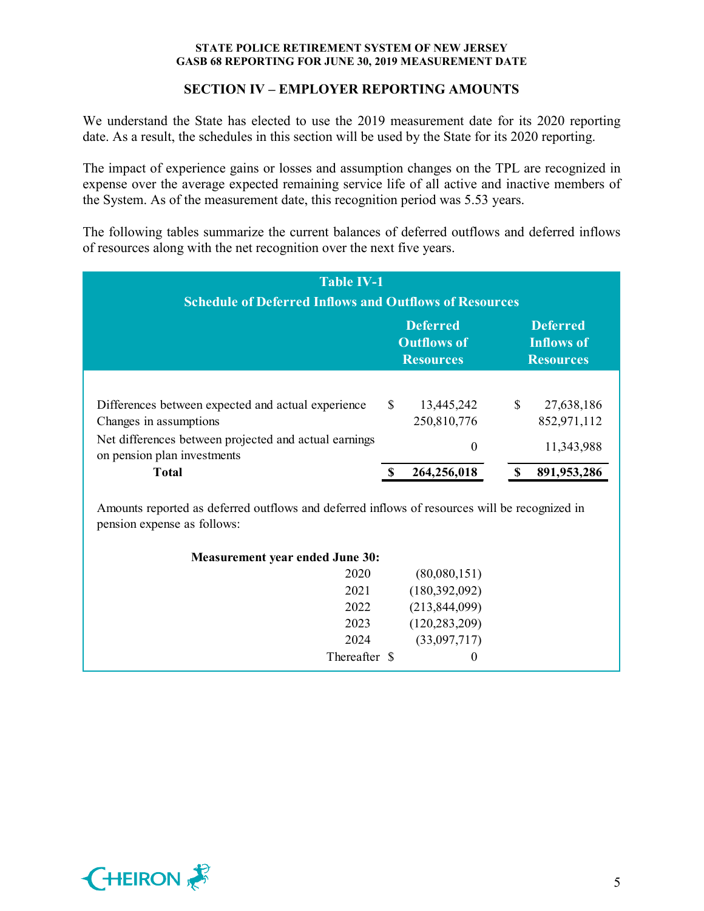## SECTION IV – EMPLOYER REPORTING AMOUNTS

We understand the State has elected to use the 2019 measurement date for its 2020 reporting date. As a result, the schedules in this section will be used by the State for its 2020 reporting.

The impact of experience gains or losses and assumption changes on the TPL are recognized in expense over the average expected remaining service life of all active and inactive members of the System. As of the measurement date, this recognition period was 5.53 years.

The following tables summarize the current balances of deferred outflows and deferred inflows of resources along with the net recognition over the next five years.

**Table IV-1**
**Schedule of Deferred Inflows and Outflows of Resources**

| | Deferred Outflows of Resources | Deferred Inflows of Resources |
|---|---|---|
| Differences between expected and actual experience | $ 13,445,242 | $ 27,638,186 |
| Changes in assumptions | 250,810,776 | 852,971,112 |
| Net differences between projected and actual earnings on pension plan investments | 0 | 11,343,988 |
| **Total** | **$ 264,256,018** | **$ 891,953,286** |

Amounts reported as deferred outflows and deferred inflows of resources will be recognized in pension expense as follows:

| **Measurement year ended June 30:** | |
|---|---|
| 2020 | (80,080,151) |
| 2021 | (180,392,092) |
| 2022 | (213,844,099) |
| 2023 | (120,283,209) |
| 2024 | (33,097,717) |
| Thereafter | $ 0 |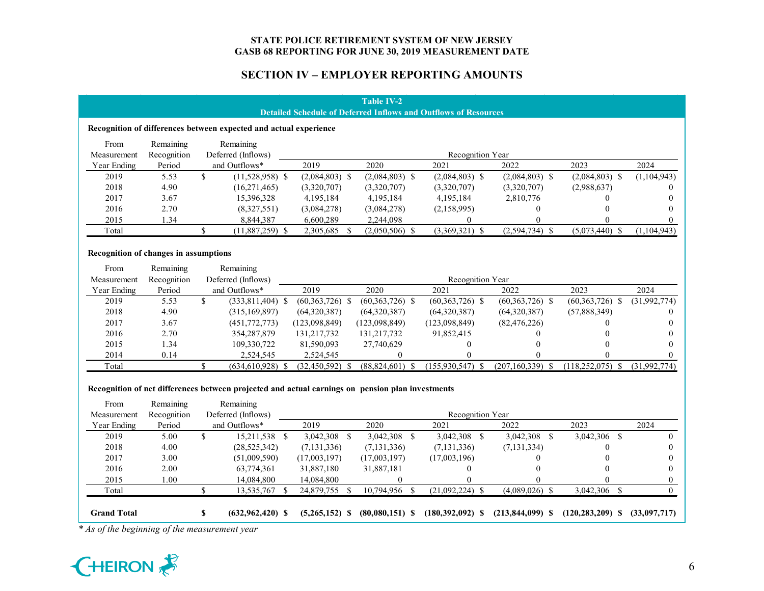# STATE POLICE RETIREMENT SYSTEM OF NEW JERSEY
## GASB 68 REPORTING FOR JUNE 30, 2019 MEASUREMENT DATE

## SECTION IV – EMPLOYER REPORTING AMOUNTS

**Table IV-2**
**Detailed Schedule of Deferred Inflows and Outflows of Resources**

**Recognition of differences between expected and actual experience**

| From Measurement Year Ending | Remaining Recognition Period | Remaining Deferred (Inflows) and Outflows* | Recognition Year 2019 | 2020 | 2021 | 2022 | 2023 | 2024 |
|---|---|---|---|---|---|---|---|---|
| 2019 | 5.53 | $ (11,528,958) | $ (2,084,803) | $ (2,084,803) | $ (2,084,803) | $ (2,084,803) | $ (2,084,803) | $ (1,104,943) |
| 2018 | 4.90 | (16,271,465) | (3,320,707) | (3,320,707) | (3,320,707) | (3,320,707) | (2,988,637) | 0 |
| 2017 | 3.67 | 15,396,328 | 4,195,184 | 4,195,184 | 4,195,184 | 2,810,776 | 0 | 0 |
| 2016 | 2.70 | (8,327,551) | (3,084,278) | (3,084,278) | (2,158,995) | 0 | 0 | 0 |
| 2015 | 1.34 | 8,844,387 | 6,600,289 | 2,244,098 | 0 | 0 | 0 | 0 |
| Total | | $ (11,887,259) | $ 2,305,685 | $ (2,050,506) | $ (3,369,321) | $ (2,594,734) | $ (5,073,440) | $ (1,104,943) |

**Recognition of changes in assumptions**

| From Measurement Year Ending | Remaining Recognition Period | Remaining Deferred (Inflows) and Outflows* | Recognition Year 2019 | 2020 | 2021 | 2022 | 2023 | 2024 |
|---|---|---|---|---|---|---|---|---|
| 2019 | 5.53 | $ (333,811,404) | $ (60,363,726) | $ (60,363,726) | $ (60,363,726) | $ (60,363,726) | $ (60,363,726) | $ (31,992,774) |
| 2018 | 4.90 | (315,169,897) | (64,320,387) | (64,320,387) | (64,320,387) | (64,320,387) | (57,888,349) | 0 |
| 2017 | 3.67 | (451,772,773) | (123,098,849) | (123,098,849) | (123,098,849) | (82,476,226) | 0 | 0 |
| 2016 | 2.70 | 354,287,879 | 131,217,732 | 131,217,732 | 91,852,415 | 0 | 0 | 0 |
| 2015 | 1.34 | 109,330,722 | 81,590,093 | 27,740,629 | 0 | 0 | 0 | 0 |
| 2014 | 0.14 | 2,524,545 | 2,524,545 | 0 | 0 | 0 | 0 | 0 |
| Total | | $ (634,610,928) | $ (32,450,592) | $ (88,824,601) | $ (155,930,547) | $ (207,160,339) | $ (118,252,075) | $ (31,992,774) |

**Recognition of net differences between projected and actual earnings on pension plan investments**

| From Measurement Year Ending | Remaining Recognition Period | Remaining Deferred (Inflows) and Outflows* | Recognition Year 2019 | 2020 | 2021 | 2022 | 2023 | 2024 |
|---|---|---|---|---|---|---|---|---|
| 2019 | 5.00 | $ 15,211,538 | $ 3,042,308 | $ 3,042,308 | $ 3,042,308 | $ 3,042,308 | $ 3,042,306 | $ 0 |
| 2018 | 4.00 | (28,525,342) | (7,131,336) | (7,131,336) | (7,131,336) | (7,131,334) | 0 | 0 |
| 2017 | 3.00 | (51,009,590) | (17,003,197) | (17,003,197) | (17,003,196) | 0 | 0 | 0 |
| 2016 | 2.00 | 63,774,361 | 31,887,180 | 31,887,181 | 0 | 0 | 0 | 0 |
| 2015 | 1.00 | 14,084,800 | 14,084,800 | 0 | 0 | 0 | 0 | 0 |
| Total | | $ 13,535,767 | $ 24,879,755 | $ 10,794,956 | $ (21,092,224) | $ (4,089,026) | $ 3,042,306 | $ 0 |
| **Grand Total** | | **$ (632,962,420)** | **$ (5,265,152)** | **$ (80,080,151)** | **$ (180,392,092)** | **$ (213,844,099)** | **$ (120,283,209)** | **$ (33,097,717)** |

*\* As of the beginning of the measurement year*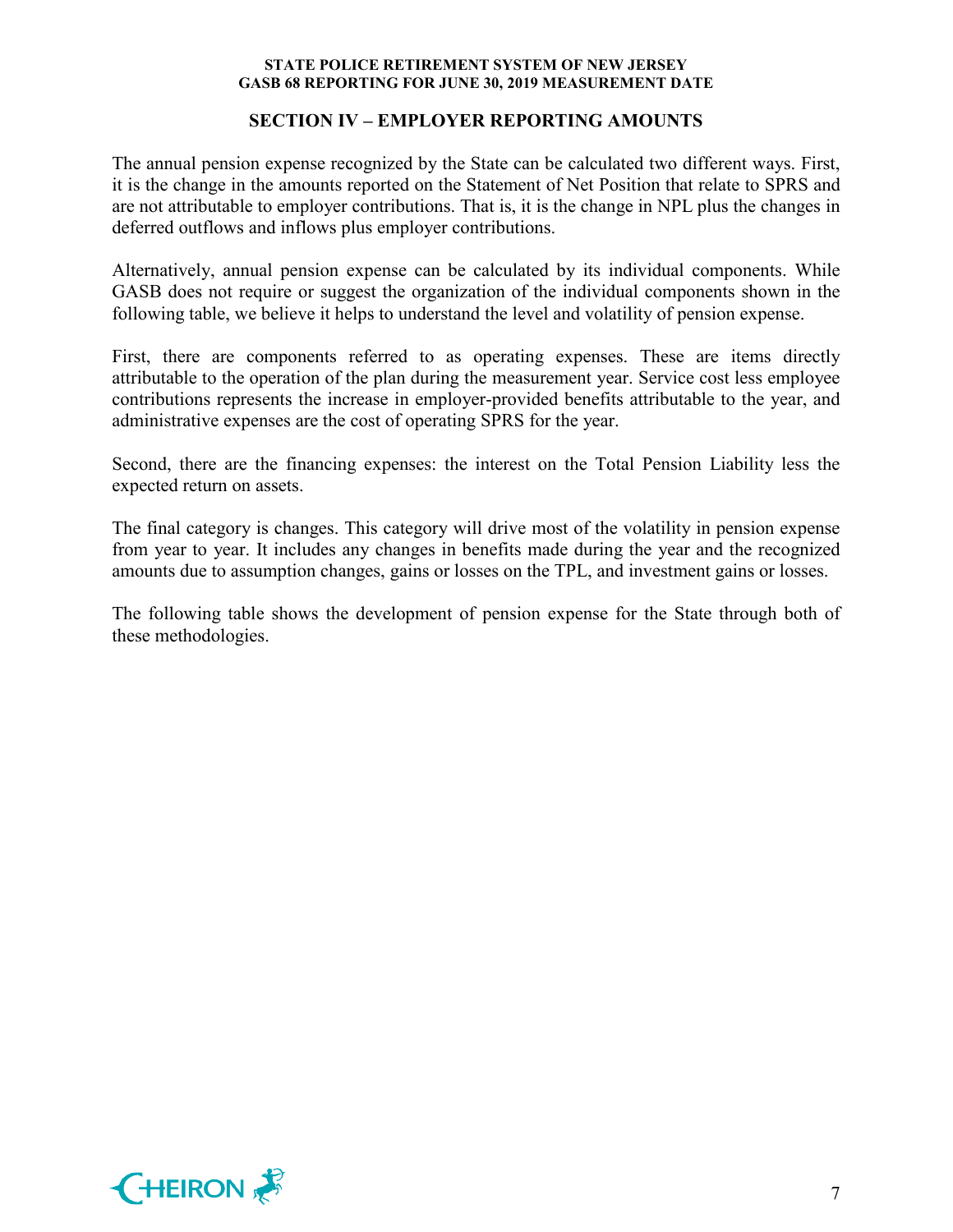## SECTION IV – EMPLOYER REPORTING AMOUNTS

The annual pension expense recognized by the State can be calculated two different ways. First, it is the change in the amounts reported on the Statement of Net Position that relate to SPRS and are not attributable to employer contributions. That is, it is the change in NPL plus the changes in deferred outflows and inflows plus employer contributions.

Alternatively, annual pension expense can be calculated by its individual components. While GASB does not require or suggest the organization of the individual components shown in the following table, we believe it helps to understand the level and volatility of pension expense.

First, there are components referred to as operating expenses. These are items directly attributable to the operation of the plan during the measurement year. Service cost less employee contributions represents the increase in employer-provided benefits attributable to the year, and administrative expenses are the cost of operating SPRS for the year.

Second, there are the financing expenses: the interest on the Total Pension Liability less the expected return on assets.

The final category is changes. This category will drive most of the volatility in pension expense from year to year. It includes any changes in benefits made during the year and the recognized amounts due to assumption changes, gains or losses on the TPL, and investment gains or losses.

The following table shows the development of pension expense for the State through both of these methodologies.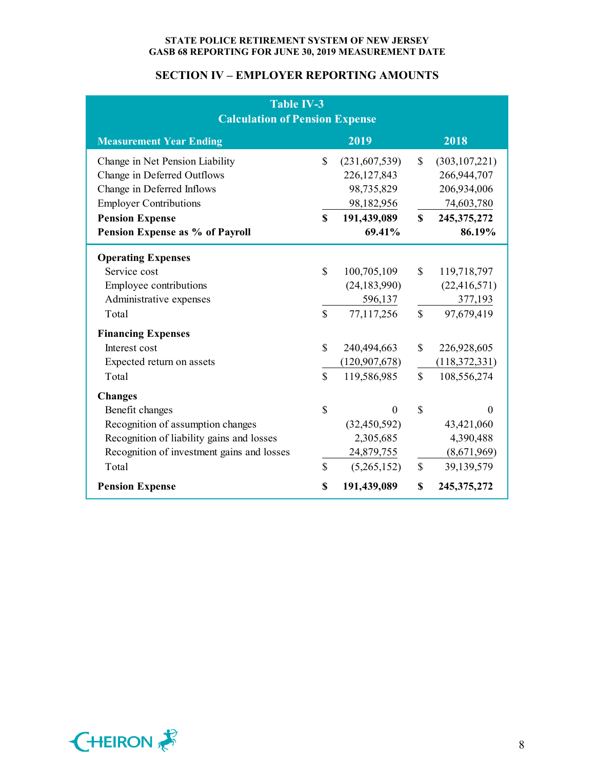STATE POLICE RETIREMENT SYSTEM OF NEW JERSEY
GASB 68 REPORTING FOR JUNE 30, 2019 MEASUREMENT DATE

## SECTION IV – EMPLOYER REPORTING AMOUNTS

**Table IV-3**
**Calculation of Pension Expense**

| Measurement Year Ending | 2019 | 2018 |
|---|---|---|
| Change in Net Pension Liability | $ (231,607,539) | $ (303,107,221) |
| Change in Deferred Outflows | 226,127,843 | 266,944,707 |
| Change in Deferred Inflows | 98,735,829 | 206,934,006 |
| Employer Contributions | 98,182,956 | 74,603,780 |
| **Pension Expense** | **$ 191,439,089** | **$ 245,375,272** |
| **Pension Expense as % of Payroll** | **69.41%** | **86.19%** |
| **Operating Expenses** | | |
| Service cost | $ 100,705,109 | $ 119,718,797 |
| Employee contributions | (24,183,990) | (22,416,571) |
| Administrative expenses | 596,137 | 377,193 |
| Total | $ 77,117,256 | $ 97,679,419 |
| **Financing Expenses** | | |
| Interest cost | $ 240,494,663 | $ 226,928,605 |
| Expected return on assets | (120,907,678) | (118,372,331) |
| Total | $ 119,586,985 | $ 108,556,274 |
| **Changes** | | |
| Benefit changes | $ 0 | $ 0 |
| Recognition of assumption changes | (32,450,592) | 43,421,060 |
| Recognition of liability gains and losses | 2,305,685 | 4,390,488 |
| Recognition of investment gains and losses | 24,879,755 | (8,671,969) |
| Total | $ (5,265,152) | $ 39,139,579 |
| **Pension Expense** | **$ 191,439,089** | **$ 245,375,272** |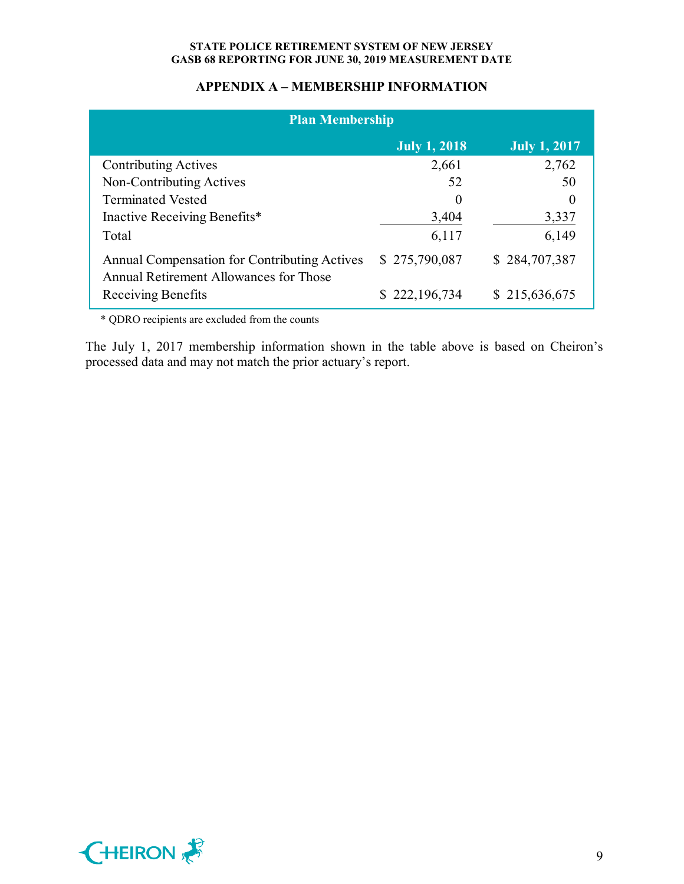## APPENDIX A – MEMBERSHIP INFORMATION

| Plan Membership | | |
|---|---|---|
| | **July 1, 2018** | **July 1, 2017** |
| Contributing Actives | 2,661 | 2,762 |
| Non-Contributing Actives | 52 | 50 |
| Terminated Vested | 0 | 0 |
| Inactive Receiving Benefits* | 3,404 | 3,337 |
| Total | 6,117 | 6,149 |
| Annual Compensation for Contributing Actives | $ 275,790,087 | $ 284,707,387 |
| Annual Retirement Allowances for Those Receiving Benefits | $ 222,196,734 | $ 215,636,675 |

* QDRO recipients are excluded from the counts

The July 1, 2017 membership information shown in the table above is based on Cheiron's processed data and may not match the prior actuary's report.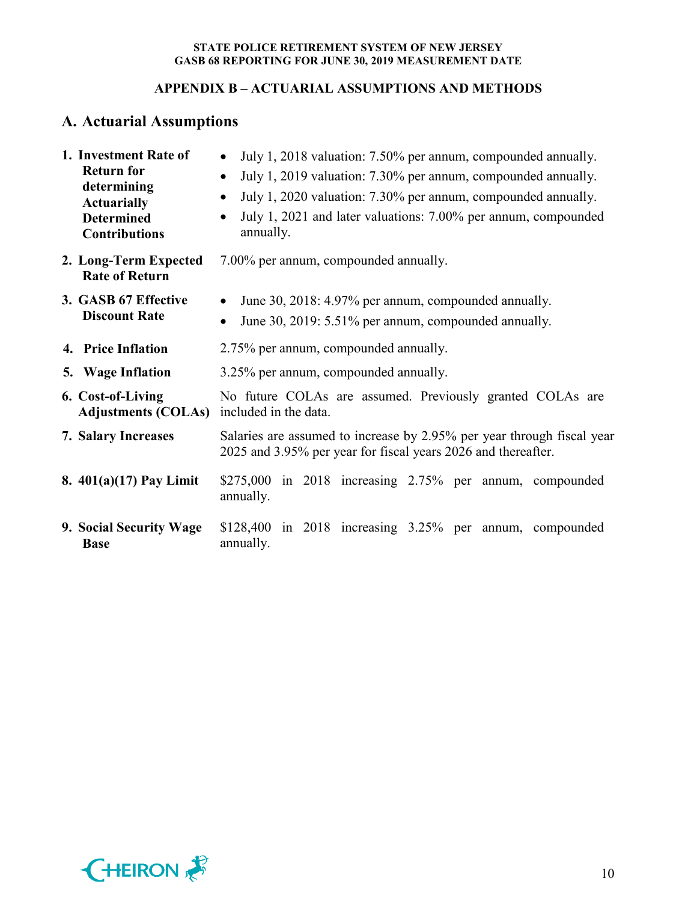## APPENDIX B – ACTUARIAL ASSUMPTIONS AND METHODS

### A. Actuarial Assumptions

**1. Investment Rate of Return for determining Actuarially Determined Contributions**

- July 1, 2018 valuation: 7.50% per annum, compounded annually.
- July 1, 2019 valuation: 7.30% per annum, compounded annually.
- July 1, 2020 valuation: 7.30% per annum, compounded annually.
- July 1, 2021 and later valuations: 7.00% per annum, compounded annually.

**2. Long-Term Expected Rate of Return**

7.00% per annum, compounded annually.

**3. GASB 67 Effective Discount Rate**

- June 30, 2018: 4.97% per annum, compounded annually.
- June 30, 2019: 5.51% per annum, compounded annually.

**4. Price Inflation**

2.75% per annum, compounded annually.

**5. Wage Inflation**

3.25% per annum, compounded annually.

**6. Cost-of-Living Adjustments (COLAs)**

No future COLAs are assumed. Previously granted COLAs are included in the data.

**7. Salary Increases**

Salaries are assumed to increase by 2.95% per year through fiscal year 2025 and 3.95% per year for fiscal years 2026 and thereafter.

**8. 401(a)(17) Pay Limit**

$275,000 in 2018 increasing 2.75% per annum, compounded annually.

**9. Social Security Wage Base**

$128,400 in 2018 increasing 3.25% per annum, compounded annually.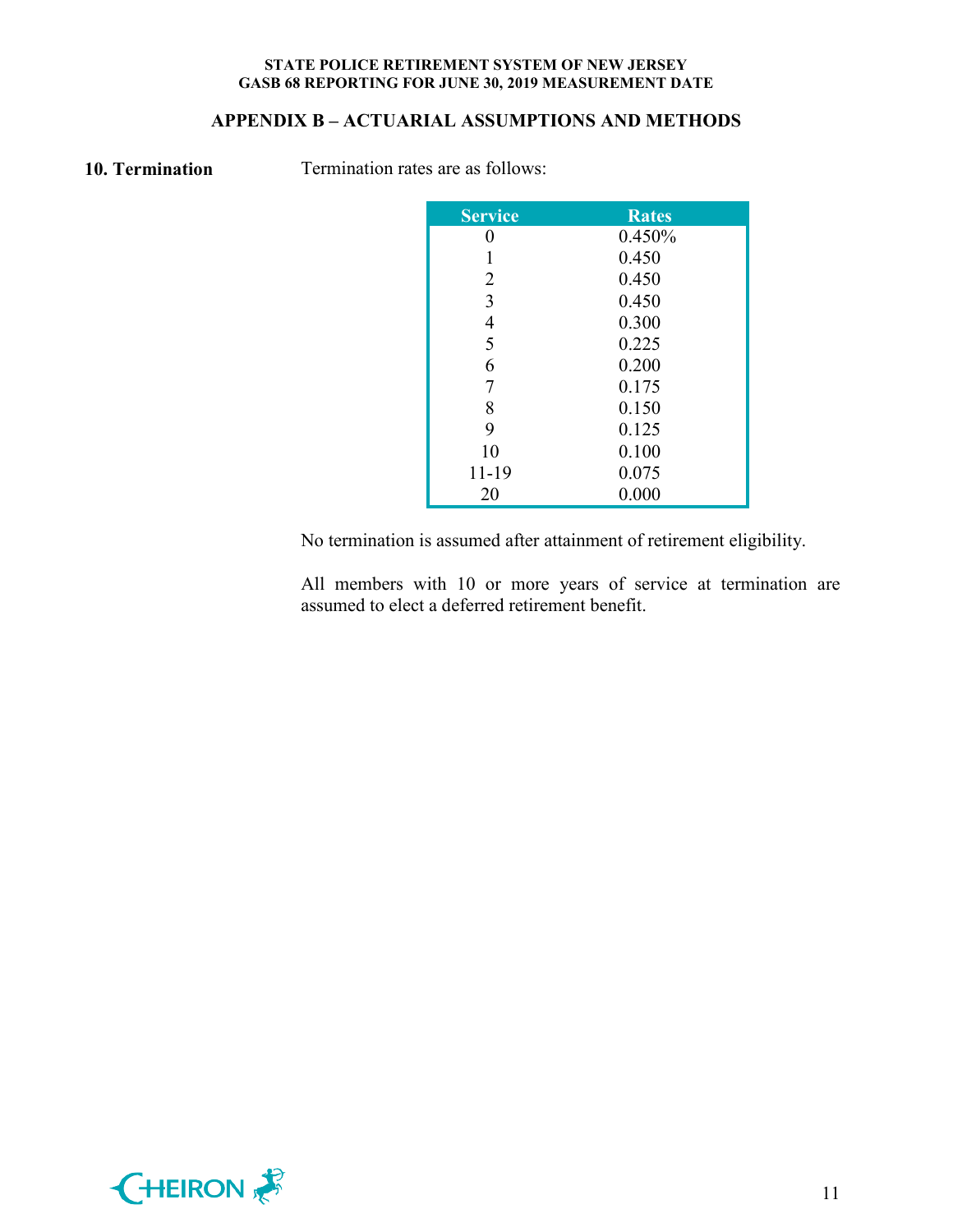## APPENDIX B – ACTUARIAL ASSUMPTIONS AND METHODS

**10. Termination**

Termination rates are as follows:

| Service | Rates |
|---|---|
| 0 | 0.450% |
| 1 | 0.450 |
| 2 | 0.450 |
| 3 | 0.450 |
| 4 | 0.300 |
| 5 | 0.225 |
| 6 | 0.200 |
| 7 | 0.175 |
| 8 | 0.150 |
| 9 | 0.125 |
| 10 | 0.100 |
| 11-19 | 0.075 |
| 20 | 0.000 |

No termination is assumed after attainment of retirement eligibility.

All members with 10 or more years of service at termination are assumed to elect a deferred retirement benefit.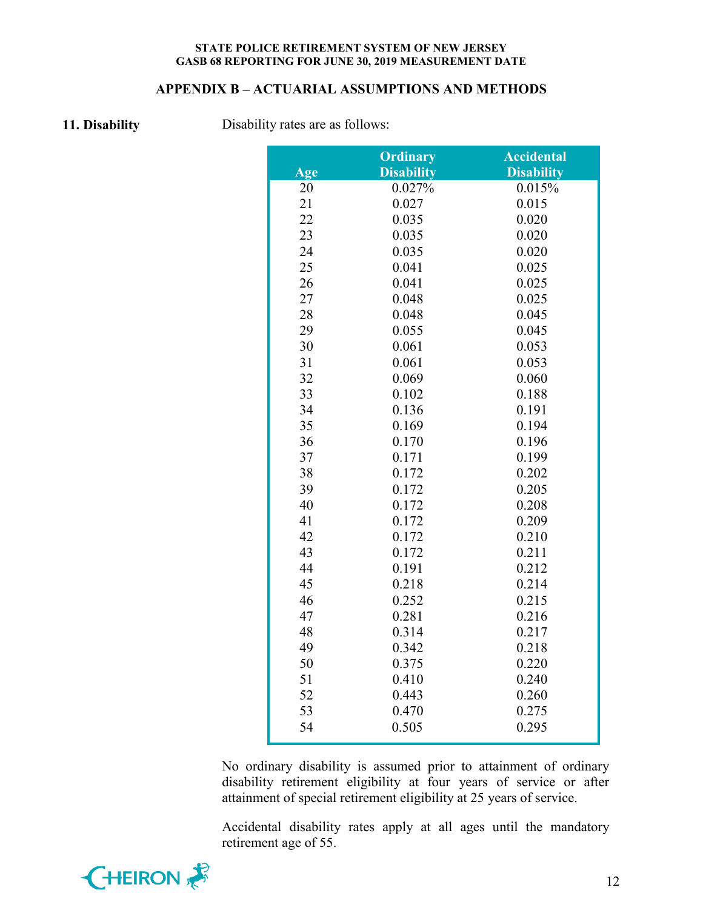## APPENDIX B – ACTUARIAL ASSUMPTIONS AND METHODS

**11. Disability**

Disability rates are as follows:

| Age | Ordinary Disability | Accidental Disability |
|---|---|---|
| 20 | 0.027% | 0.015% |
| 21 | 0.027 | 0.015 |
| 22 | 0.035 | 0.020 |
| 23 | 0.035 | 0.020 |
| 24 | 0.035 | 0.020 |
| 25 | 0.041 | 0.025 |
| 26 | 0.041 | 0.025 |
| 27 | 0.048 | 0.025 |
| 28 | 0.048 | 0.045 |
| 29 | 0.055 | 0.045 |
| 30 | 0.061 | 0.053 |
| 31 | 0.061 | 0.053 |
| 32 | 0.069 | 0.060 |
| 33 | 0.102 | 0.188 |
| 34 | 0.136 | 0.191 |
| 35 | 0.169 | 0.194 |
| 36 | 0.170 | 0.196 |
| 37 | 0.171 | 0.199 |
| 38 | 0.172 | 0.202 |
| 39 | 0.172 | 0.205 |
| 40 | 0.172 | 0.208 |
| 41 | 0.172 | 0.209 |
| 42 | 0.172 | 0.210 |
| 43 | 0.172 | 0.211 |
| 44 | 0.191 | 0.212 |
| 45 | 0.218 | 0.214 |
| 46 | 0.252 | 0.215 |
| 47 | 0.281 | 0.216 |
| 48 | 0.314 | 0.217 |
| 49 | 0.342 | 0.218 |
| 50 | 0.375 | 0.220 |
| 51 | 0.410 | 0.240 |
| 52 | 0.443 | 0.260 |
| 53 | 0.470 | 0.275 |
| 54 | 0.505 | 0.295 |

No ordinary disability is assumed prior to attainment of ordinary disability retirement eligibility at four years of service or after attainment of special retirement eligibility at 25 years of service.

Accidental disability rates apply at all ages until the mandatory retirement age of 55.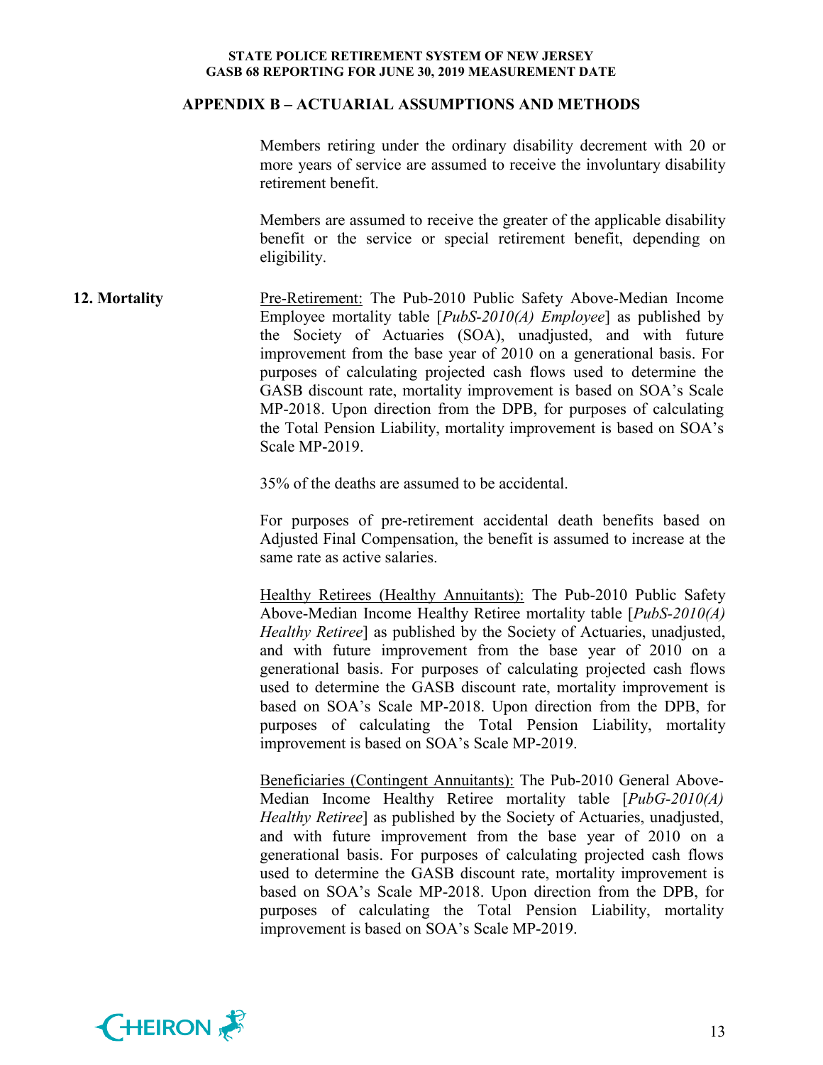## APPENDIX B – ACTUARIAL ASSUMPTIONS AND METHODS

Members retiring under the ordinary disability decrement with 20 or more years of service are assumed to receive the involuntary disability retirement benefit.

Members are assumed to receive the greater of the applicable disability benefit or the service or special retirement benefit, depending on eligibility.

**12. Mortality**

Pre-Retirement: The Pub-2010 Public Safety Above-Median Income Employee mortality table [*PubS-2010(A) Employee*] as published by the Society of Actuaries (SOA), unadjusted, and with future improvement from the base year of 2010 on a generational basis. For purposes of calculating projected cash flows used to determine the GASB discount rate, mortality improvement is based on SOA's Scale MP-2018. Upon direction from the DPB, for purposes of calculating the Total Pension Liability, mortality improvement is based on SOA's Scale MP-2019.

35% of the deaths are assumed to be accidental.

For purposes of pre-retirement accidental death benefits based on Adjusted Final Compensation, the benefit is assumed to increase at the same rate as active salaries.

Healthy Retirees (Healthy Annuitants): The Pub-2010 Public Safety Above-Median Income Healthy Retiree mortality table [*PubS-2010(A) Healthy Retiree*] as published by the Society of Actuaries, unadjusted, and with future improvement from the base year of 2010 on a generational basis. For purposes of calculating projected cash flows used to determine the GASB discount rate, mortality improvement is based on SOA's Scale MP-2018. Upon direction from the DPB, for purposes of calculating the Total Pension Liability, mortality improvement is based on SOA's Scale MP-2019.

Beneficiaries (Contingent Annuitants): The Pub-2010 General Above-Median Income Healthy Retiree mortality table [*PubG-2010(A) Healthy Retiree*] as published by the Society of Actuaries, unadjusted, and with future improvement from the base year of 2010 on a generational basis. For purposes of calculating projected cash flows used to determine the GASB discount rate, mortality improvement is based on SOA's Scale MP-2018. Upon direction from the DPB, for purposes of calculating the Total Pension Liability, mortality improvement is based on SOA's Scale MP-2019.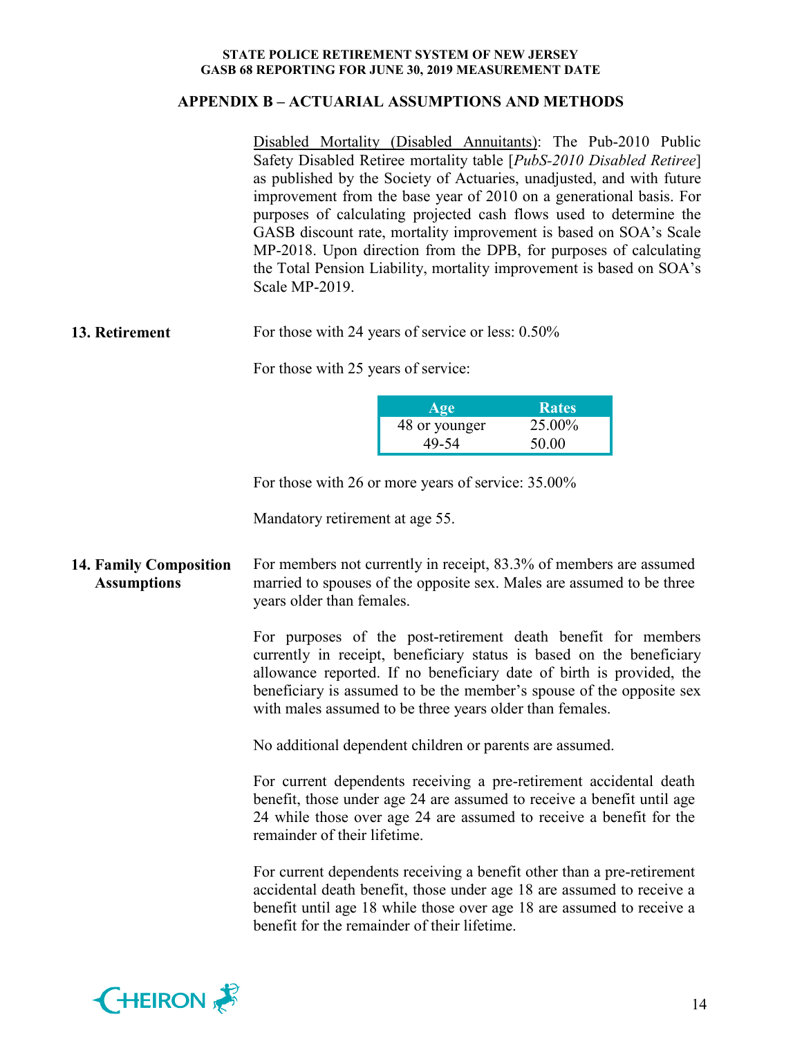## APPENDIX B – ACTUARIAL ASSUMPTIONS AND METHODS

<u>Disabled Mortality (Disabled Annuitants)</u>: The Pub-2010 Public Safety Disabled Retiree mortality table [*PubS-2010 Disabled Retiree*] as published by the Society of Actuaries, unadjusted, and with future improvement from the base year of 2010 on a generational basis. For purposes of calculating projected cash flows used to determine the GASB discount rate, mortality improvement is based on SOA's Scale MP-2018. Upon direction from the DPB, for purposes of calculating the Total Pension Liability, mortality improvement is based on SOA's Scale MP-2019.

**13. Retirement**

For those with 24 years of service or less: 0.50%

For those with 25 years of service:

| Age | Rates |
|---|---|
| 48 or younger | 25.00% |
| 49-54 | 50.00 |

For those with 26 or more years of service: 35.00%

Mandatory retirement at age 55.

**14. Family Composition Assumptions**

For members not currently in receipt, 83.3% of members are assumed married to spouses of the opposite sex. Males are assumed to be three years older than females.

For purposes of the post-retirement death benefit for members currently in receipt, beneficiary status is based on the beneficiary allowance reported. If no beneficiary date of birth is provided, the beneficiary is assumed to be the member's spouse of the opposite sex with males assumed to be three years older than females.

No additional dependent children or parents are assumed.

For current dependents receiving a pre-retirement accidental death benefit, those under age 24 are assumed to receive a benefit until age 24 while those over age 24 are assumed to receive a benefit for the remainder of their lifetime.

For current dependents receiving a benefit other than a pre-retirement accidental death benefit, those under age 18 are assumed to receive a benefit until age 18 while those over age 18 are assumed to receive a benefit for the remainder of their lifetime.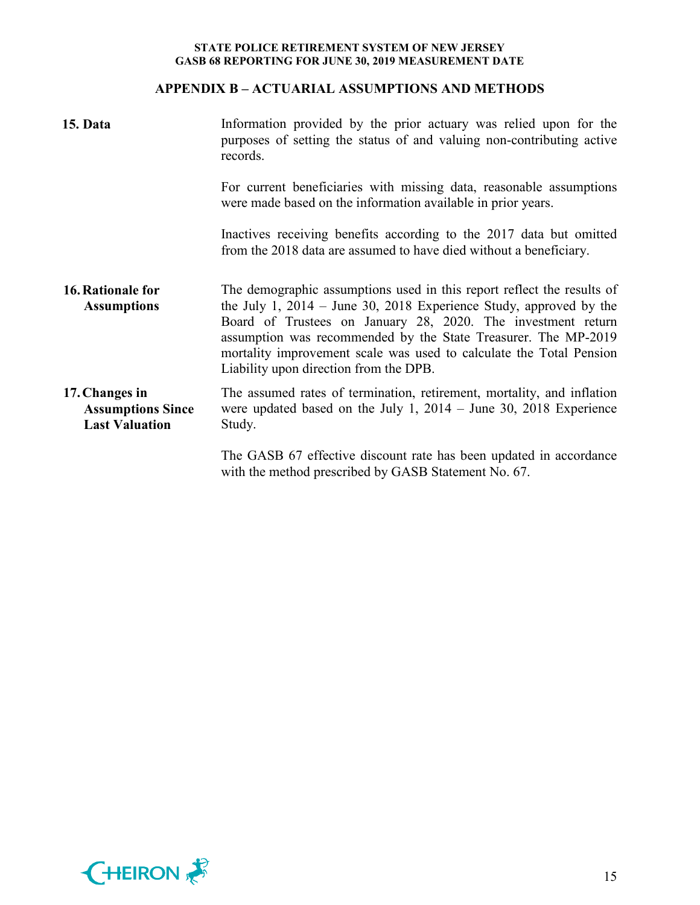## APPENDIX B – ACTUARIAL ASSUMPTIONS AND METHODS

**15. Data**

Information provided by the prior actuary was relied upon for the purposes of setting the status of and valuing non-contributing active records.

For current beneficiaries with missing data, reasonable assumptions were made based on the information available in prior years.

Inactives receiving benefits according to the 2017 data but omitted from the 2018 data are assumed to have died without a beneficiary.

**16. Rationale for Assumptions**

The demographic assumptions used in this report reflect the results of the July 1, 2014 – June 30, 2018 Experience Study, approved by the Board of Trustees on January 28, 2020. The investment return assumption was recommended by the State Treasurer. The MP-2019 mortality improvement scale was used to calculate the Total Pension Liability upon direction from the DPB.

**17. Changes in Assumptions Since Last Valuation**

The assumed rates of termination, retirement, mortality, and inflation were updated based on the July 1, 2014 – June 30, 2018 Experience Study.

The GASB 67 effective discount rate has been updated in accordance with the method prescribed by GASB Statement No. 67.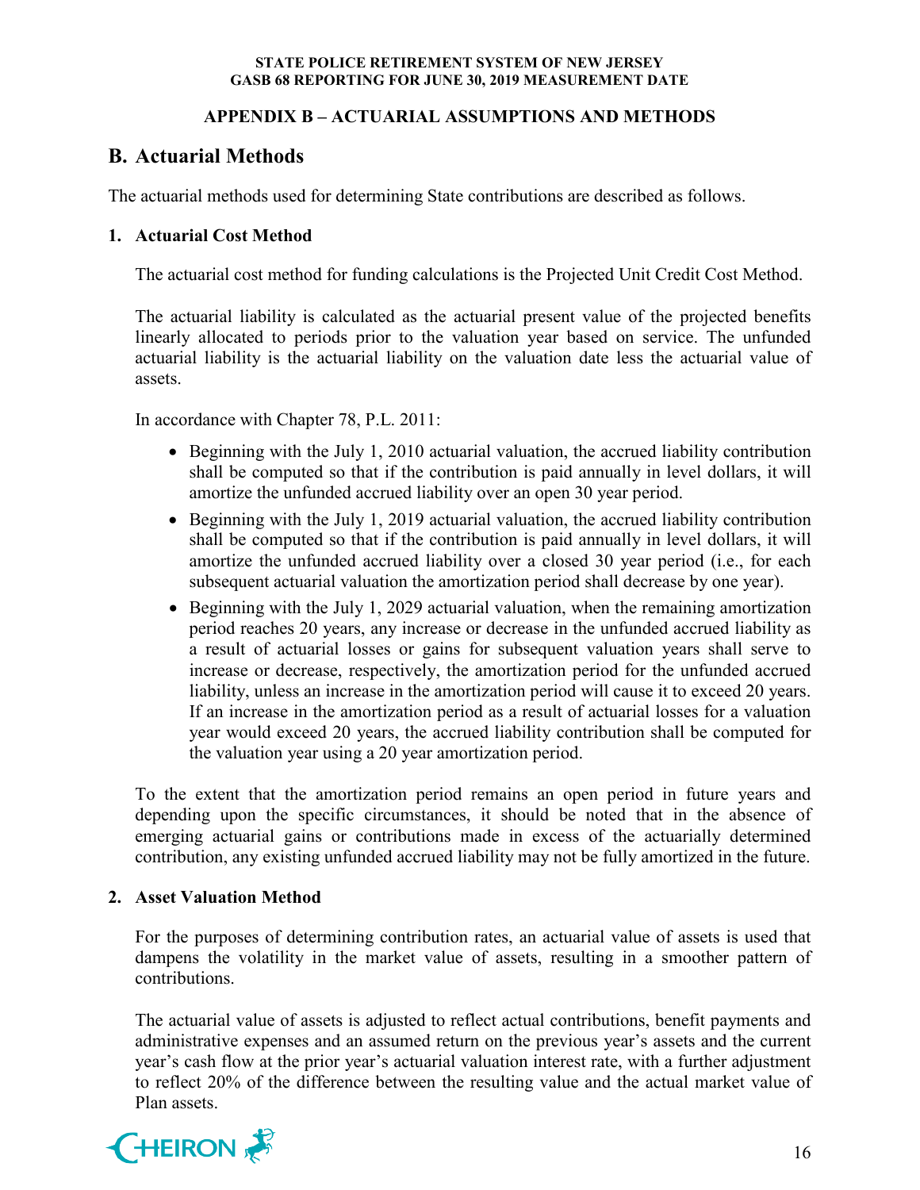## APPENDIX B – ACTUARIAL ASSUMPTIONS AND METHODS

# B. Actuarial Methods

The actuarial methods used for determining State contributions are described as follows.

### 1. Actuarial Cost Method

The actuarial cost method for funding calculations is the Projected Unit Credit Cost Method.

The actuarial liability is calculated as the actuarial present value of the projected benefits linearly allocated to periods prior to the valuation year based on service. The unfunded actuarial liability is the actuarial liability on the valuation date less the actuarial value of assets.

In accordance with Chapter 78, P.L. 2011:

- Beginning with the July 1, 2010 actuarial valuation, the accrued liability contribution shall be computed so that if the contribution is paid annually in level dollars, it will amortize the unfunded accrued liability over an open 30 year period.
- Beginning with the July 1, 2019 actuarial valuation, the accrued liability contribution shall be computed so that if the contribution is paid annually in level dollars, it will amortize the unfunded accrued liability over a closed 30 year period (i.e., for each subsequent actuarial valuation the amortization period shall decrease by one year).
- Beginning with the July 1, 2029 actuarial valuation, when the remaining amortization period reaches 20 years, any increase or decrease in the unfunded accrued liability as a result of actuarial losses or gains for subsequent valuation years shall serve to increase or decrease, respectively, the amortization period for the unfunded accrued liability, unless an increase in the amortization period will cause it to exceed 20 years. If an increase in the amortization period as a result of actuarial losses for a valuation year would exceed 20 years, the accrued liability contribution shall be computed for the valuation year using a 20 year amortization period.

To the extent that the amortization period remains an open period in future years and depending upon the specific circumstances, it should be noted that in the absence of emerging actuarial gains or contributions made in excess of the actuarially determined contribution, any existing unfunded accrued liability may not be fully amortized in the future.

### 2. Asset Valuation Method

For the purposes of determining contribution rates, an actuarial value of assets is used that dampens the volatility in the market value of assets, resulting in a smoother pattern of contributions.

The actuarial value of assets is adjusted to reflect actual contributions, benefit payments and administrative expenses and an assumed return on the previous year's assets and the current year's cash flow at the prior year's actuarial valuation interest rate, with a further adjustment to reflect 20% of the difference between the resulting value and the actual market value of Plan assets.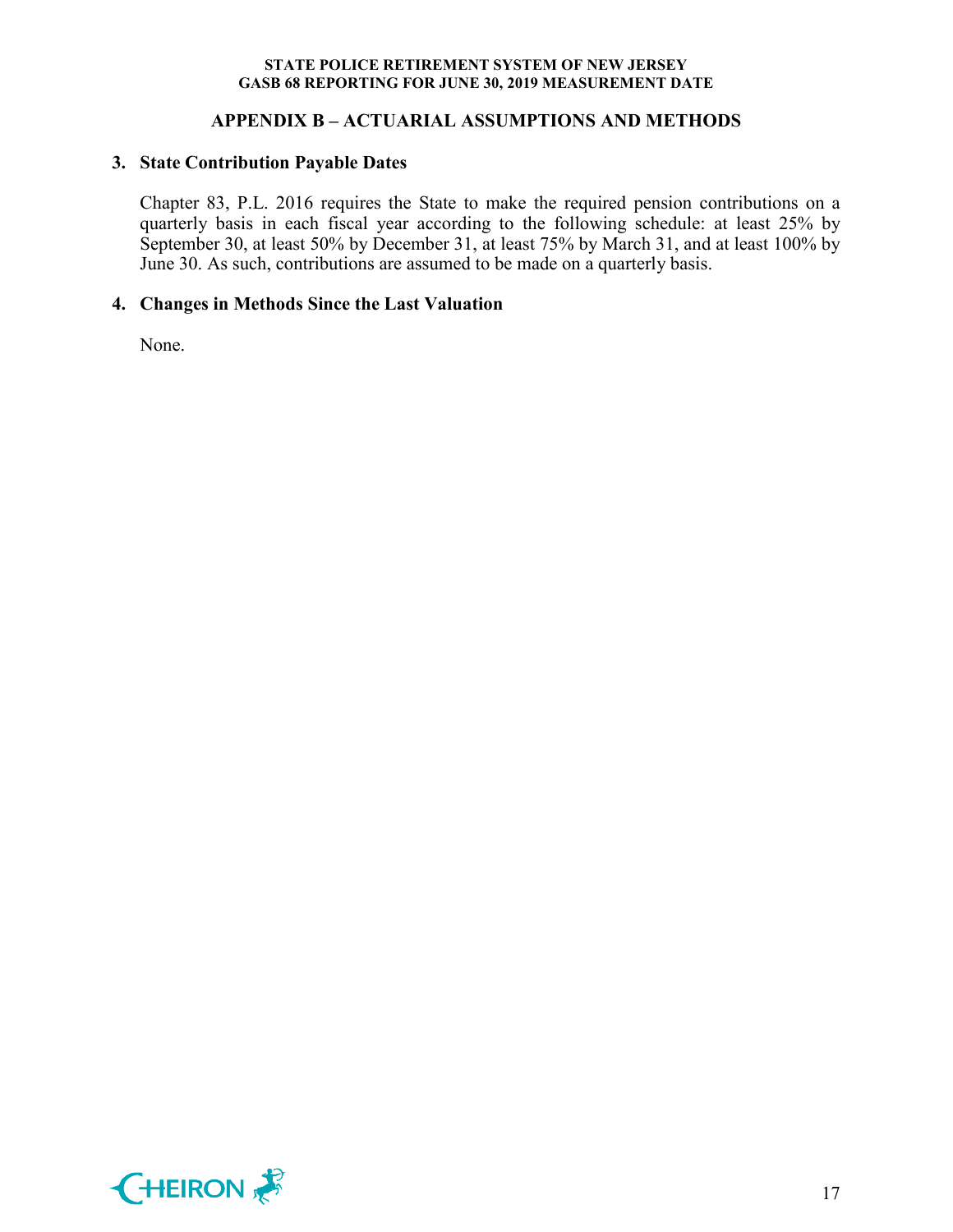## APPENDIX B – ACTUARIAL ASSUMPTIONS AND METHODS

### 3. State Contribution Payable Dates

Chapter 83, P.L. 2016 requires the State to make the required pension contributions on a quarterly basis in each fiscal year according to the following schedule: at least 25% by September 30, at least 50% by December 31, at least 75% by March 31, and at least 100% by June 30. As such, contributions are assumed to be made on a quarterly basis.

### 4. Changes in Methods Since the Last Valuation

None.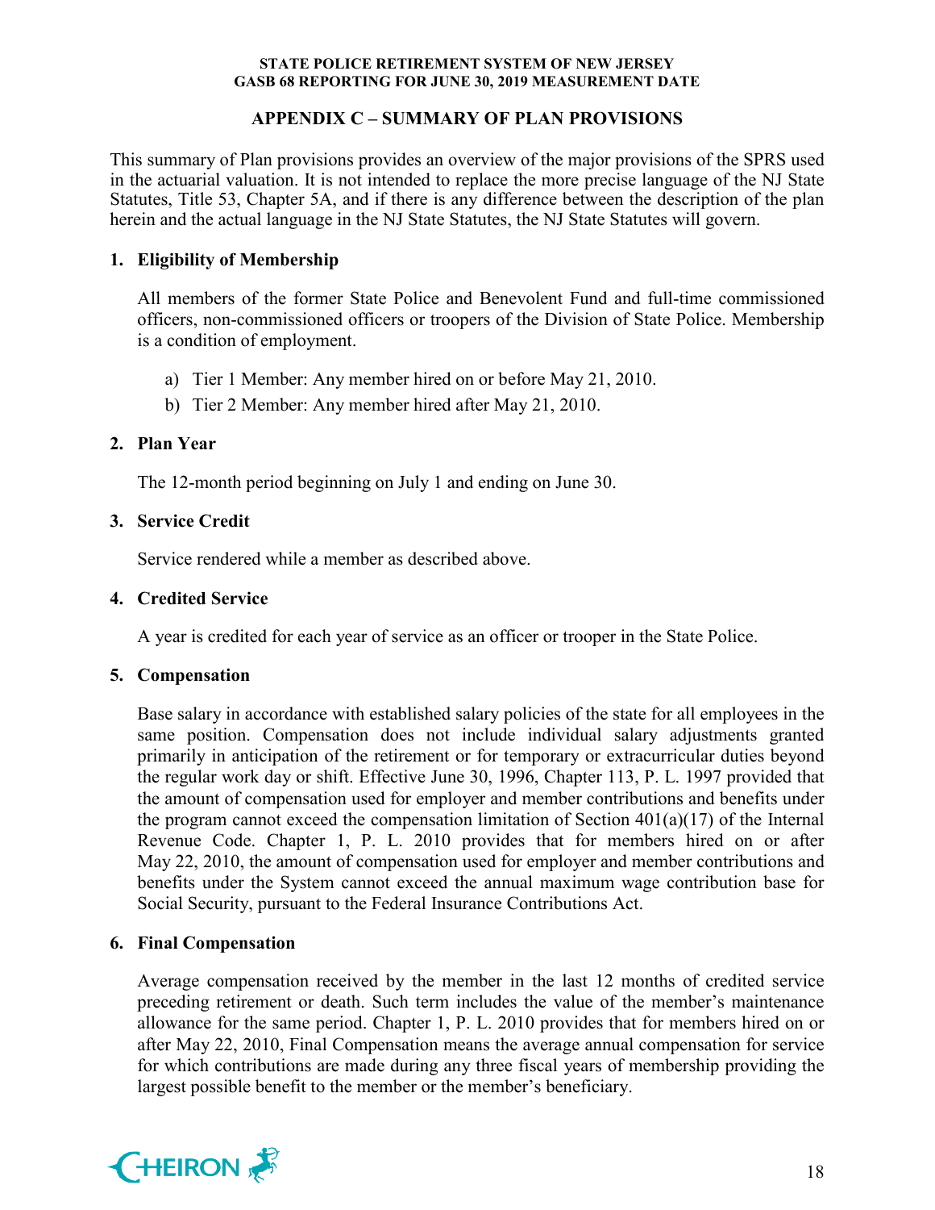## APPENDIX C – SUMMARY OF PLAN PROVISIONS

This summary of Plan provisions provides an overview of the major provisions of the SPRS used in the actuarial valuation. It is not intended to replace the more precise language of the NJ State Statutes, Title 53, Chapter 5A, and if there is any difference between the description of the plan herein and the actual language in the NJ State Statutes, the NJ State Statutes will govern.

### 1. Eligibility of Membership

All members of the former State Police and Benevolent Fund and full-time commissioned officers, non-commissioned officers or troopers of the Division of State Police. Membership is a condition of employment.

a) Tier 1 Member: Any member hired on or before May 21, 2010.
b) Tier 2 Member: Any member hired after May 21, 2010.

### 2. Plan Year

The 12-month period beginning on July 1 and ending on June 30.

### 3. Service Credit

Service rendered while a member as described above.

### 4. Credited Service

A year is credited for each year of service as an officer or trooper in the State Police.

### 5. Compensation

Base salary in accordance with established salary policies of the state for all employees in the same position. Compensation does not include individual salary adjustments granted primarily in anticipation of the retirement or for temporary or extracurricular duties beyond the regular work day or shift. Effective June 30, 1996, Chapter 113, P. L. 1997 provided that the amount of compensation used for employer and member contributions and benefits under the program cannot exceed the compensation limitation of Section 401(a)(17) of the Internal Revenue Code. Chapter 1, P. L. 2010 provides that for members hired on or after May 22, 2010, the amount of compensation used for employer and member contributions and benefits under the System cannot exceed the annual maximum wage contribution base for Social Security, pursuant to the Federal Insurance Contributions Act.

### 6. Final Compensation

Average compensation received by the member in the last 12 months of credited service preceding retirement or death. Such term includes the value of the member's maintenance allowance for the same period. Chapter 1, P. L. 2010 provides that for members hired on or after May 22, 2010, Final Compensation means the average annual compensation for service for which contributions are made during any three fiscal years of membership providing the largest possible benefit to the member or the member's beneficiary.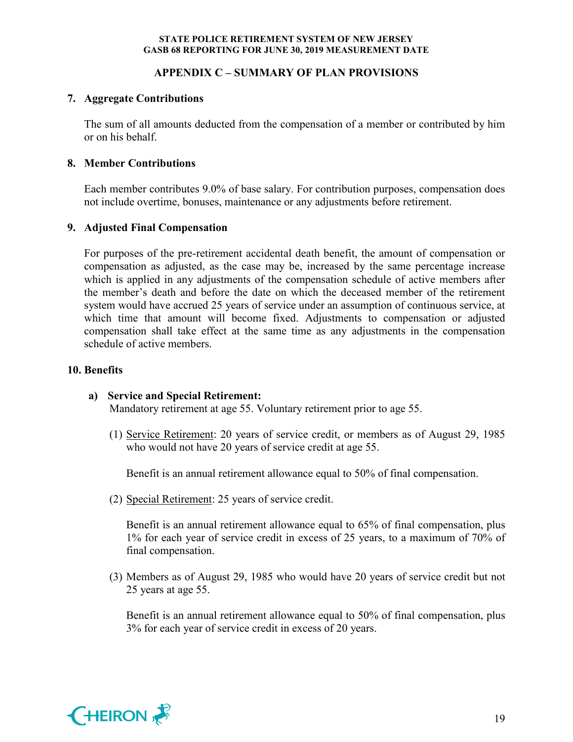## APPENDIX C – SUMMARY OF PLAN PROVISIONS

### 7. Aggregate Contributions

The sum of all amounts deducted from the compensation of a member or contributed by him or on his behalf.

### 8. Member Contributions

Each member contributes 9.0% of base salary. For contribution purposes, compensation does not include overtime, bonuses, maintenance or any adjustments before retirement.

### 9. Adjusted Final Compensation

For purposes of the pre-retirement accidental death benefit, the amount of compensation or compensation as adjusted, as the case may be, increased by the same percentage increase which is applied in any adjustments of the compensation schedule of active members after the member's death and before the date on which the deceased member of the retirement system would have accrued 25 years of service under an assumption of continuous service, at which time that amount will become fixed. Adjustments to compensation or adjusted compensation shall take effect at the same time as any adjustments in the compensation schedule of active members.

### 10. Benefits

**a) Service and Special Retirement:**
Mandatory retirement at age 55. Voluntary retirement prior to age 55.

(1) Service Retirement: 20 years of service credit, or members as of August 29, 1985 who would not have 20 years of service credit at age 55.

Benefit is an annual retirement allowance equal to 50% of final compensation.

(2) Special Retirement: 25 years of service credit.

Benefit is an annual retirement allowance equal to 65% of final compensation, plus 1% for each year of service credit in excess of 25 years, to a maximum of 70% of final compensation.

(3) Members as of August 29, 1985 who would have 20 years of service credit but not 25 years at age 55.

Benefit is an annual retirement allowance equal to 50% of final compensation, plus 3% for each year of service credit in excess of 20 years.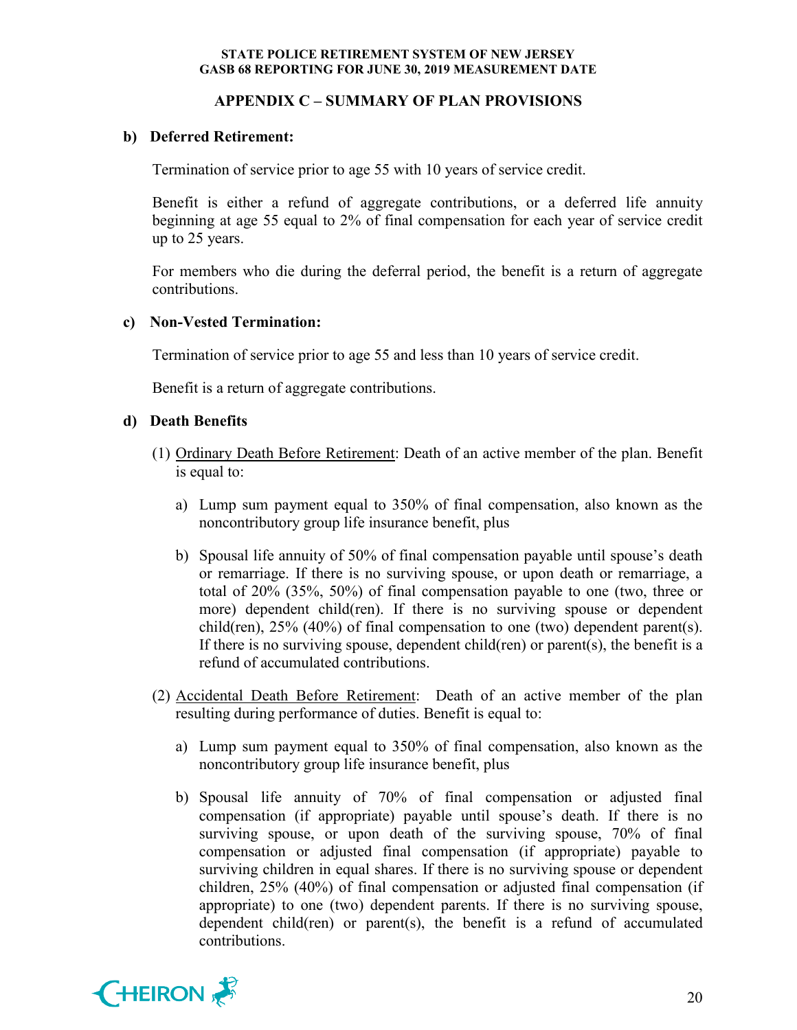## APPENDIX C – SUMMARY OF PLAN PROVISIONS

**b) Deferred Retirement:**

Termination of service prior to age 55 with 10 years of service credit.

Benefit is either a refund of aggregate contributions, or a deferred life annuity beginning at age 55 equal to 2% of final compensation for each year of service credit up to 25 years.

For members who die during the deferral period, the benefit is a return of aggregate contributions.

**c) Non-Vested Termination:**

Termination of service prior to age 55 and less than 10 years of service credit.

Benefit is a return of aggregate contributions.

**d) Death Benefits**

(1) Ordinary Death Before Retirement: Death of an active member of the plan. Benefit is equal to:

a) Lump sum payment equal to 350% of final compensation, also known as the noncontributory group life insurance benefit, plus

b) Spousal life annuity of 50% of final compensation payable until spouse's death or remarriage. If there is no surviving spouse, or upon death or remarriage, a total of 20% (35%, 50%) of final compensation payable to one (two, three or more) dependent child(ren). If there is no surviving spouse or dependent child(ren), 25% (40%) of final compensation to one (two) dependent parent(s). If there is no surviving spouse, dependent child(ren) or parent(s), the benefit is a refund of accumulated contributions.

(2) Accidental Death Before Retirement: Death of an active member of the plan resulting during performance of duties. Benefit is equal to:

a) Lump sum payment equal to 350% of final compensation, also known as the noncontributory group life insurance benefit, plus

b) Spousal life annuity of 70% of final compensation or adjusted final compensation (if appropriate) payable until spouse's death. If there is no surviving spouse, or upon death of the surviving spouse, 70% of final compensation or adjusted final compensation (if appropriate) payable to surviving children in equal shares. If there is no surviving spouse or dependent children, 25% (40%) of final compensation or adjusted final compensation (if appropriate) to one (two) dependent parents. If there is no surviving spouse, dependent child(ren) or parent(s), the benefit is a refund of accumulated contributions.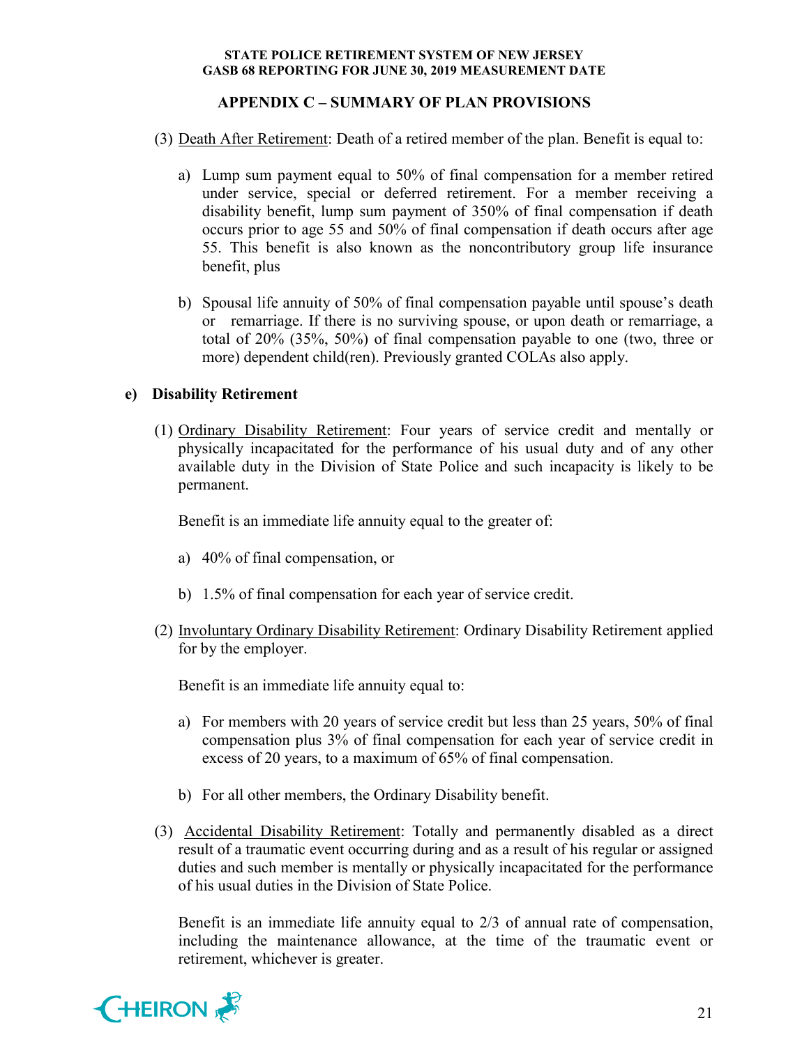## APPENDIX C – SUMMARY OF PLAN PROVISIONS

(3) Death After Retirement: Death of a retired member of the plan. Benefit is equal to:

a) Lump sum payment equal to 50% of final compensation for a member retired under service, special or deferred retirement. For a member receiving a disability benefit, lump sum payment of 350% of final compensation if death occurs prior to age 55 and 50% of final compensation if death occurs after age 55. This benefit is also known as the noncontributory group life insurance benefit, plus

b) Spousal life annuity of 50% of final compensation payable until spouse's death or remarriage. If there is no surviving spouse, or upon death or remarriage, a total of 20% (35%, 50%) of final compensation payable to one (two, three or more) dependent child(ren). Previously granted COLAs also apply.

### e) Disability Retirement

(1) Ordinary Disability Retirement: Four years of service credit and mentally or physically incapacitated for the performance of his usual duty and of any other available duty in the Division of State Police and such incapacity is likely to be permanent.

Benefit is an immediate life annuity equal to the greater of:

a) 40% of final compensation, or

b) 1.5% of final compensation for each year of service credit.

(2) Involuntary Ordinary Disability Retirement: Ordinary Disability Retirement applied for by the employer.

Benefit is an immediate life annuity equal to:

a) For members with 20 years of service credit but less than 25 years, 50% of final compensation plus 3% of final compensation for each year of service credit in excess of 20 years, to a maximum of 65% of final compensation.

b) For all other members, the Ordinary Disability benefit.

(3) Accidental Disability Retirement: Totally and permanently disabled as a direct result of a traumatic event occurring during and as a result of his regular or assigned duties and such member is mentally or physically incapacitated for the performance of his usual duties in the Division of State Police.

Benefit is an immediate life annuity equal to 2/3 of annual rate of compensation, including the maintenance allowance, at the time of the traumatic event or retirement, whichever is greater.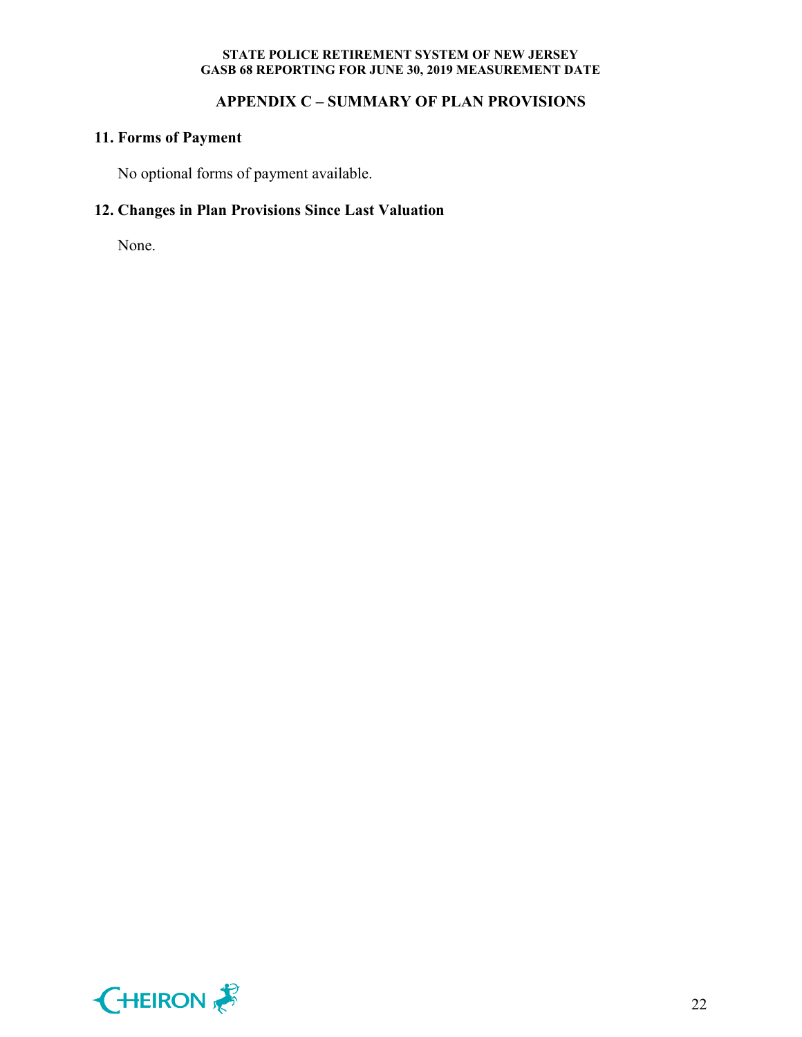## APPENDIX C – SUMMARY OF PLAN PROVISIONS

### 11. Forms of Payment

No optional forms of payment available.

### 12. Changes in Plan Provisions Since Last Valuation

None.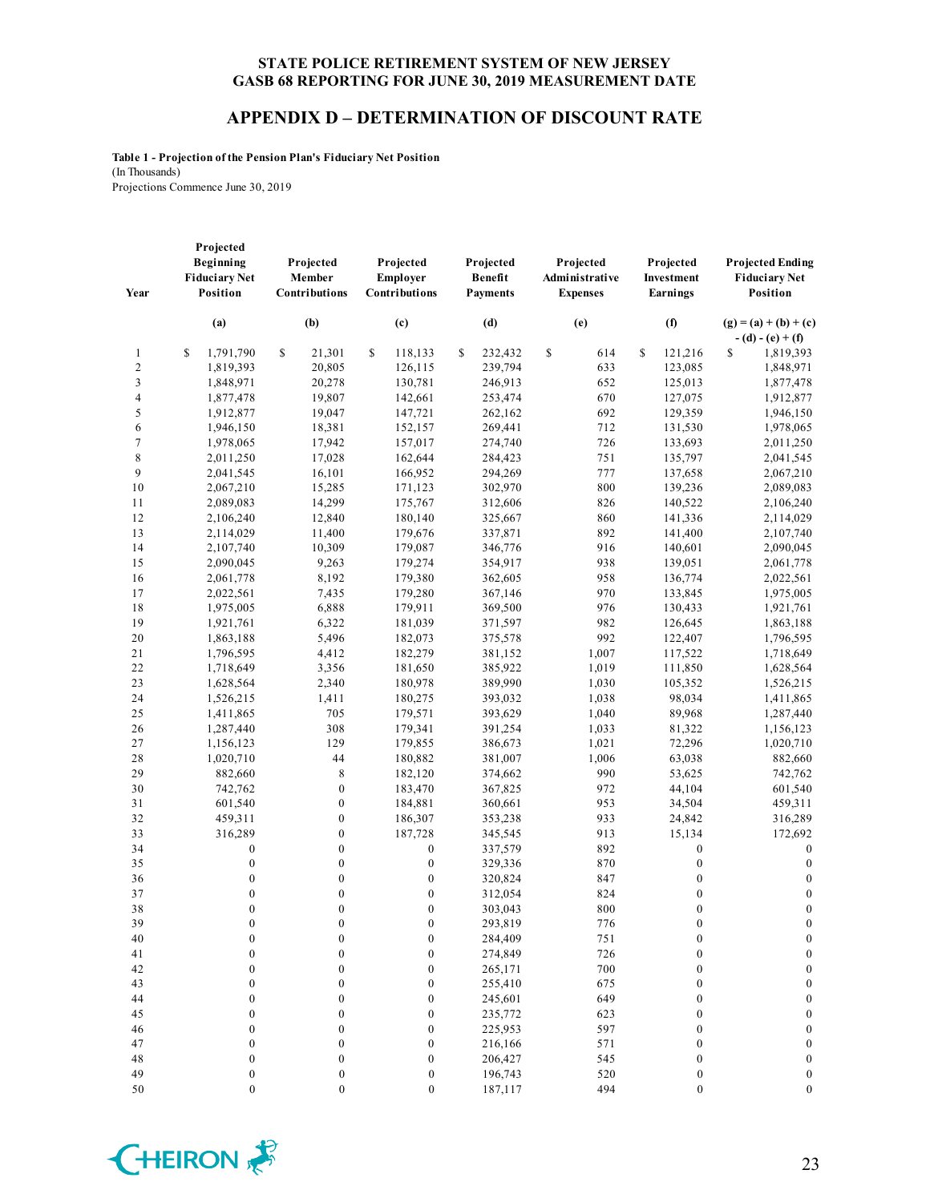**STATE POLICE RETIREMENT SYSTEM OF NEW JERSEY**
**GASB 68 REPORTING FOR JUNE 30, 2019 MEASUREMENT DATE**

## APPENDIX D – DETERMINATION OF DISCOUNT RATE

**Table 1 - Projection of the Pension Plan's Fiduciary Net Position**
(In Thousands)
Projections Commence June 30, 2019

| Year | Projected Beginning Fiduciary Net Position | Projected Member Contributions | Projected Employer Contributions | Projected Benefit Payments | Projected Administrative Expenses | Projected Investment Earnings | Projected Ending Fiduciary Net Position |
|---|---|---|---|---|---|---|---|
| | (a) | (b) | (c) | (d) | (e) | (f) | (g) = (a) + (b) + (c) - (d) - (e) + (f) |
| 1 | $ 1,791,790 | $ 21,301 | $ 118,133 | $ 232,432 | $ 614 | $ 121,216 | $ 1,819,393 |
| 2 | 1,819,393 | 20,805 | 126,115 | 239,794 | 633 | 123,085 | 1,848,971 |
| 3 | 1,848,971 | 20,278 | 130,781 | 246,913 | 652 | 125,013 | 1,877,478 |
| 4 | 1,877,478 | 19,807 | 142,661 | 253,474 | 670 | 127,075 | 1,912,877 |
| 5 | 1,912,877 | 19,047 | 147,721 | 262,162 | 692 | 129,359 | 1,946,150 |
| 6 | 1,946,150 | 18,381 | 152,157 | 269,441 | 712 | 131,530 | 1,978,065 |
| 7 | 1,978,065 | 17,942 | 157,017 | 274,740 | 726 | 133,693 | 2,011,250 |
| 8 | 2,011,250 | 17,028 | 162,644 | 284,423 | 751 | 135,797 | 2,041,545 |
| 9 | 2,041,545 | 16,101 | 166,952 | 294,269 | 777 | 137,658 | 2,067,210 |
| 10 | 2,067,210 | 15,285 | 171,123 | 302,970 | 800 | 139,236 | 2,089,083 |
| 11 | 2,089,083 | 14,299 | 175,767 | 312,606 | 826 | 140,522 | 2,106,240 |
| 12 | 2,106,240 | 12,840 | 180,140 | 325,667 | 860 | 141,336 | 2,114,029 |
| 13 | 2,114,029 | 11,400 | 179,676 | 337,871 | 892 | 141,400 | 2,107,740 |
| 14 | 2,107,740 | 10,309 | 179,087 | 346,776 | 916 | 140,601 | 2,090,045 |
| 15 | 2,090,045 | 9,263 | 179,274 | 354,917 | 938 | 139,051 | 2,061,778 |
| 16 | 2,061,778 | 8,192 | 179,380 | 362,605 | 958 | 136,774 | 2,022,561 |
| 17 | 2,022,561 | 7,435 | 179,280 | 367,146 | 970 | 133,845 | 1,975,005 |
| 18 | 1,975,005 | 6,888 | 179,911 | 369,500 | 976 | 130,433 | 1,921,761 |
| 19 | 1,921,761 | 6,322 | 181,039 | 371,597 | 982 | 126,645 | 1,863,188 |
| 20 | 1,863,188 | 5,496 | 182,073 | 375,578 | 992 | 122,407 | 1,796,595 |
| 21 | 1,796,595 | 4,412 | 182,279 | 381,152 | 1,007 | 117,522 | 1,718,649 |
| 22 | 1,718,649 | 3,356 | 181,650 | 385,922 | 1,019 | 111,850 | 1,628,564 |
| 23 | 1,628,564 | 2,340 | 180,978 | 389,990 | 1,030 | 105,352 | 1,526,215 |
| 24 | 1,526,215 | 1,411 | 180,275 | 393,032 | 1,038 | 98,034 | 1,411,865 |
| 25 | 1,411,865 | 705 | 179,571 | 393,629 | 1,040 | 89,968 | 1,287,440 |
| 26 | 1,287,440 | 308 | 179,341 | 391,254 | 1,033 | 81,322 | 1,156,123 |
| 27 | 1,156,123 | 129 | 179,855 | 386,673 | 1,021 | 72,296 | 1,020,710 |
| 28 | 1,020,710 | 44 | 180,882 | 381,007 | 1,006 | 63,038 | 882,660 |
| 29 | 882,660 | 8 | 182,120 | 374,662 | 990 | 53,625 | 742,762 |
| 30 | 742,762 | 0 | 183,470 | 367,825 | 972 | 44,104 | 601,540 |
| 31 | 601,540 | 0 | 184,881 | 360,661 | 953 | 34,504 | 459,311 |
| 32 | 459,311 | 0 | 186,307 | 353,238 | 933 | 24,842 | 316,289 |
| 33 | 316,289 | 0 | 187,728 | 345,545 | 913 | 15,134 | 172,692 |
| 34 | 0 | 0 | 0 | 337,579 | 892 | 0 | 0 |
| 35 | 0 | 0 | 0 | 329,336 | 870 | 0 | 0 |
| 36 | 0 | 0 | 0 | 320,824 | 847 | 0 | 0 |
| 37 | 0 | 0 | 0 | 312,054 | 824 | 0 | 0 |
| 38 | 0 | 0 | 0 | 303,043 | 800 | 0 | 0 |
| 39 | 0 | 0 | 0 | 293,819 | 776 | 0 | 0 |
| 40 | 0 | 0 | 0 | 284,409 | 751 | 0 | 0 |
| 41 | 0 | 0 | 0 | 274,849 | 726 | 0 | 0 |
| 42 | 0 | 0 | 0 | 265,171 | 700 | 0 | 0 |
| 43 | 0 | 0 | 0 | 255,410 | 675 | 0 | 0 |
| 44 | 0 | 0 | 0 | 245,601 | 649 | 0 | 0 |
| 45 | 0 | 0 | 0 | 235,772 | 623 | 0 | 0 |
| 46 | 0 | 0 | 0 | 225,953 | 597 | 0 | 0 |
| 47 | 0 | 0 | 0 | 216,166 | 571 | 0 | 0 |
| 48 | 0 | 0 | 0 | 206,427 | 545 | 0 | 0 |
| 49 | 0 | 0 | 0 | 196,743 | 520 | 0 | 0 |
| 50 | 0 | 0 | 0 | 187,117 | 494 | 0 | 0 |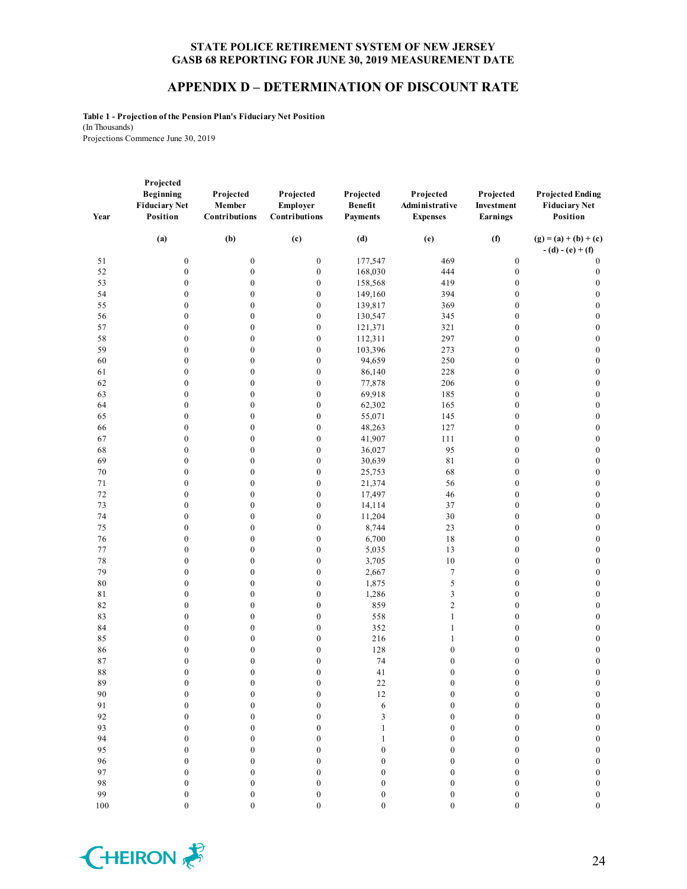**STATE POLICE RETIREMENT SYSTEM OF NEW JERSEY**
**GASB 68 REPORTING FOR JUNE 30, 2019 MEASUREMENT DATE**

## APPENDIX D – DETERMINATION OF DISCOUNT RATE

**Table 1 - Projection of the Pension Plan's Fiduciary Net Position**
(In Thousands)
Projections Commence June 30, 2019

| Year | Projected Beginning Fiduciary Net Position | Projected Member Contributions | Projected Employer Contributions | Projected Benefit Payments | Projected Administrative Expenses | Projected Investment Earnings | Projected Ending Fiduciary Net Position |
|---|---|---|---|---|---|---|---|
| | (a) | (b) | (c) | (d) | (e) | (f) | (g) = (a) + (b) + (c) - (d) - (e) + (f) |
| 51 | 0 | 0 | 0 | 177,547 | 469 | 0 | 0 |
| 52 | 0 | 0 | 0 | 168,030 | 444 | 0 | 0 |
| 53 | 0 | 0 | 0 | 158,568 | 419 | 0 | 0 |
| 54 | 0 | 0 | 0 | 149,160 | 394 | 0 | 0 |
| 55 | 0 | 0 | 0 | 139,817 | 369 | 0 | 0 |
| 56 | 0 | 0 | 0 | 130,547 | 345 | 0 | 0 |
| 57 | 0 | 0 | 0 | 121,371 | 321 | 0 | 0 |
| 58 | 0 | 0 | 0 | 112,311 | 297 | 0 | 0 |
| 59 | 0 | 0 | 0 | 103,396 | 273 | 0 | 0 |
| 60 | 0 | 0 | 0 | 94,659 | 250 | 0 | 0 |
| 61 | 0 | 0 | 0 | 86,140 | 228 | 0 | 0 |
| 62 | 0 | 0 | 0 | 77,878 | 206 | 0 | 0 |
| 63 | 0 | 0 | 0 | 69,918 | 185 | 0 | 0 |
| 64 | 0 | 0 | 0 | 62,302 | 165 | 0 | 0 |
| 65 | 0 | 0 | 0 | 55,071 | 145 | 0 | 0 |
| 66 | 0 | 0 | 0 | 48,263 | 127 | 0 | 0 |
| 67 | 0 | 0 | 0 | 41,907 | 111 | 0 | 0 |
| 68 | 0 | 0 | 0 | 36,027 | 95 | 0 | 0 |
| 69 | 0 | 0 | 0 | 30,639 | 81 | 0 | 0 |
| 70 | 0 | 0 | 0 | 25,753 | 68 | 0 | 0 |
| 71 | 0 | 0 | 0 | 21,374 | 56 | 0 | 0 |
| 72 | 0 | 0 | 0 | 17,497 | 46 | 0 | 0 |
| 73 | 0 | 0 | 0 | 14,114 | 37 | 0 | 0 |
| 74 | 0 | 0 | 0 | 11,204 | 30 | 0 | 0 |
| 75 | 0 | 0 | 0 | 8,744 | 23 | 0 | 0 |
| 76 | 0 | 0 | 0 | 6,700 | 18 | 0 | 0 |
| 77 | 0 | 0 | 0 | 5,035 | 13 | 0 | 0 |
| 78 | 0 | 0 | 0 | 3,705 | 10 | 0 | 0 |
| 79 | 0 | 0 | 0 | 2,667 | 7 | 0 | 0 |
| 80 | 0 | 0 | 0 | 1,875 | 5 | 0 | 0 |
| 81 | 0 | 0 | 0 | 1,286 | 3 | 0 | 0 |
| 82 | 0 | 0 | 0 | 859 | 2 | 0 | 0 |
| 83 | 0 | 0 | 0 | 558 | 1 | 0 | 0 |
| 84 | 0 | 0 | 0 | 352 | 1 | 0 | 0 |
| 85 | 0 | 0 | 0 | 216 | 1 | 0 | 0 |
| 86 | 0 | 0 | 0 | 128 | 0 | 0 | 0 |
| 87 | 0 | 0 | 0 | 74 | 0 | 0 | 0 |
| 88 | 0 | 0 | 0 | 41 | 0 | 0 | 0 |
| 89 | 0 | 0 | 0 | 22 | 0 | 0 | 0 |
| 90 | 0 | 0 | 0 | 12 | 0 | 0 | 0 |
| 91 | 0 | 0 | 0 | 6 | 0 | 0 | 0 |
| 92 | 0 | 0 | 0 | 3 | 0 | 0 | 0 |
| 93 | 0 | 0 | 0 | 1 | 0 | 0 | 0 |
| 94 | 0 | 0 | 0 | 1 | 0 | 0 | 0 |
| 95 | 0 | 0 | 0 | 0 | 0 | 0 | 0 |
| 96 | 0 | 0 | 0 | 0 | 0 | 0 | 0 |
| 97 | 0 | 0 | 0 | 0 | 0 | 0 | 0 |
| 98 | 0 | 0 | 0 | 0 | 0 | 0 | 0 |
| 99 | 0 | 0 | 0 | 0 | 0 | 0 | 0 |
| 100 | 0 | 0 | 0 | 0 | 0 | 0 | 0 |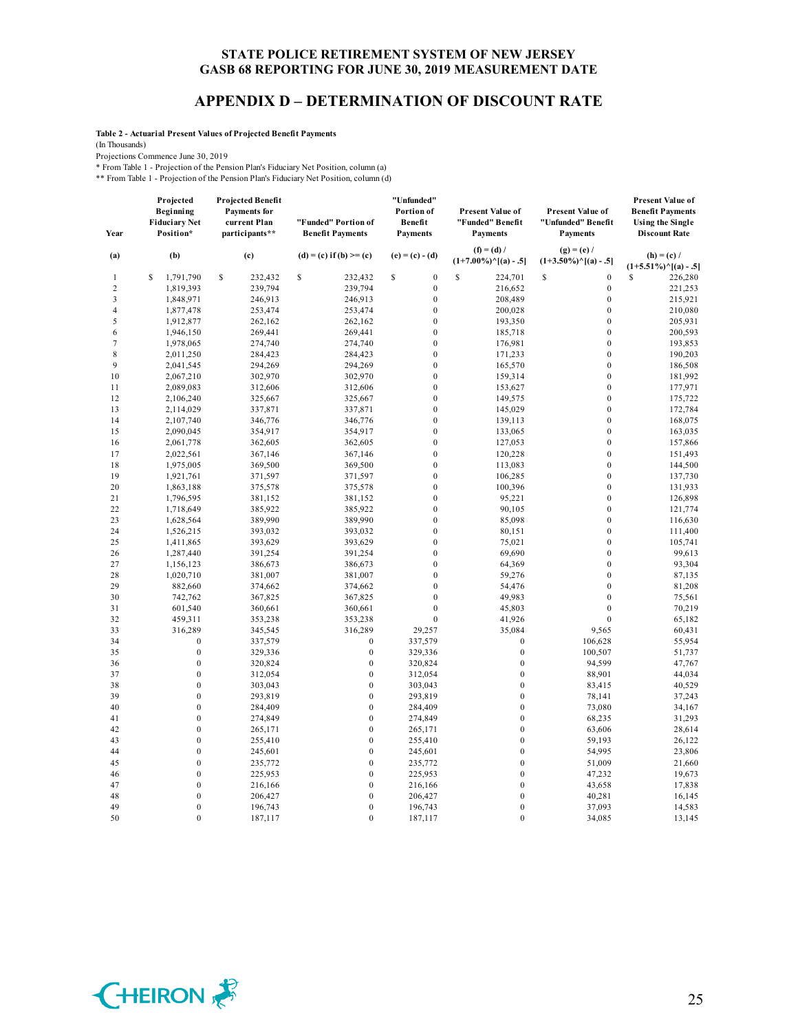# STATE POLICE RETIREMENT SYSTEM OF NEW JERSEY
# GASB 68 REPORTING FOR JUNE 30, 2019 MEASUREMENT DATE

## APPENDIX D – DETERMINATION OF DISCOUNT RATE

**Table 2 - Actuarial Present Values of Projected Benefit Payments**
(In Thousands)
Projections Commence June 30, 2019
* From Table 1 - Projection of the Pension Plan's Fiduciary Net Position, column (a)
** From Table 1 - Projection of the Pension Plan's Fiduciary Net Position, column (d)

| Year | Projected Beginning Fiduciary Net Position* | Projected Benefit Payments for current Plan participants** | "Funded" Portion of Benefit Payments | "Unfunded" Portion of Benefit Payments | Present Value of "Funded" Benefit Payments | Present Value of "Unfunded" Benefit Payments | Present Value of Benefit Payments Using the Single Discount Rate |
|---|---|---|---|---|---|---|---|
| (a) | (b) | (c) | (d) = (c) if (b) >= (c) | (e) = (c) - (d) | (f) = (d) / (1+7.00%)^[(a) - .5] | (g) = (e) / (1+3.50%)^[(a) - .5] | (h) = (c) / (1+5.51%)^[(a) - .5] |
| 1 | $ 1,791,790 | $ 232,432 | $ 232,432 | $ 0 | $ 224,701 | $ 0 | $ 226,280 |
| 2 | 1,819,393 | 239,794 | 239,794 | 0 | 216,652 | 0 | 221,253 |
| 3 | 1,848,971 | 246,913 | 246,913 | 0 | 208,489 | 0 | 215,921 |
| 4 | 1,877,478 | 253,474 | 253,474 | 0 | 200,028 | 0 | 210,080 |
| 5 | 1,912,877 | 262,162 | 262,162 | 0 | 193,350 | 0 | 205,931 |
| 6 | 1,946,150 | 269,441 | 269,441 | 0 | 185,718 | 0 | 200,593 |
| 7 | 1,978,065 | 274,740 | 274,740 | 0 | 176,981 | 0 | 193,853 |
| 8 | 2,011,250 | 284,423 | 284,423 | 0 | 171,233 | 0 | 190,203 |
| 9 | 2,041,545 | 294,269 | 294,269 | 0 | 165,570 | 0 | 186,508 |
| 10 | 2,067,210 | 302,970 | 302,970 | 0 | 159,314 | 0 | 181,992 |
| 11 | 2,089,083 | 312,606 | 312,606 | 0 | 153,627 | 0 | 177,971 |
| 12 | 2,106,240 | 325,667 | 325,667 | 0 | 149,575 | 0 | 175,722 |
| 13 | 2,114,029 | 337,871 | 337,871 | 0 | 145,029 | 0 | 172,784 |
| 14 | 2,107,740 | 346,776 | 346,776 | 0 | 139,113 | 0 | 168,075 |
| 15 | 2,090,045 | 354,917 | 354,917 | 0 | 133,065 | 0 | 163,035 |
| 16 | 2,061,778 | 362,605 | 362,605 | 0 | 127,053 | 0 | 157,866 |
| 17 | 2,022,561 | 367,146 | 367,146 | 0 | 120,228 | 0 | 151,493 |
| 18 | 1,975,005 | 369,500 | 369,500 | 0 | 113,083 | 0 | 144,500 |
| 19 | 1,921,761 | 371,597 | 371,597 | 0 | 106,285 | 0 | 137,730 |
| 20 | 1,863,188 | 375,578 | 375,578 | 0 | 100,396 | 0 | 131,933 |
| 21 | 1,796,595 | 381,152 | 381,152 | 0 | 95,221 | 0 | 126,898 |
| 22 | 1,718,649 | 385,922 | 385,922 | 0 | 90,105 | 0 | 121,774 |
| 23 | 1,628,564 | 389,990 | 389,990 | 0 | 85,098 | 0 | 116,630 |
| 24 | 1,526,215 | 393,032 | 393,032 | 0 | 80,151 | 0 | 111,400 |
| 25 | 1,411,865 | 393,629 | 393,629 | 0 | 75,021 | 0 | 105,741 |
| 26 | 1,287,440 | 391,254 | 391,254 | 0 | 69,690 | 0 | 99,613 |
| 27 | 1,156,123 | 386,673 | 386,673 | 0 | 64,369 | 0 | 93,304 |
| 28 | 1,020,710 | 381,007 | 381,007 | 0 | 59,276 | 0 | 87,135 |
| 29 | 882,660 | 374,662 | 374,662 | 0 | 54,476 | 0 | 81,208 |
| 30 | 742,762 | 367,825 | 367,825 | 0 | 49,983 | 0 | 75,561 |
| 31 | 601,540 | 360,661 | 360,661 | 0 | 45,803 | 0 | 70,219 |
| 32 | 459,311 | 353,238 | 353,238 | 0 | 41,926 | 0 | 65,182 |
| 33 | 316,289 | 345,545 | 316,289 | 29,257 | 35,084 | 9,565 | 60,431 |
| 34 | 0 | 337,579 | 0 | 337,579 | 0 | 106,628 | 55,954 |
| 35 | 0 | 329,336 | 0 | 329,336 | 0 | 100,507 | 51,737 |
| 36 | 0 | 320,824 | 0 | 320,824 | 0 | 94,599 | 47,767 |
| 37 | 0 | 312,054 | 0 | 312,054 | 0 | 88,901 | 44,034 |
| 38 | 0 | 303,043 | 0 | 303,043 | 0 | 83,415 | 40,529 |
| 39 | 0 | 293,819 | 0 | 293,819 | 0 | 78,141 | 37,243 |
| 40 | 0 | 284,409 | 0 | 284,409 | 0 | 73,080 | 34,167 |
| 41 | 0 | 274,849 | 0 | 274,849 | 0 | 68,235 | 31,293 |
| 42 | 0 | 265,171 | 0 | 265,171 | 0 | 63,606 | 28,614 |
| 43 | 0 | 255,410 | 0 | 255,410 | 0 | 59,193 | 26,122 |
| 44 | 0 | 245,601 | 0 | 245,601 | 0 | 54,995 | 23,806 |
| 45 | 0 | 235,772 | 0 | 235,772 | 0 | 51,009 | 21,660 |
| 46 | 0 | 225,953 | 0 | 225,953 | 0 | 47,232 | 19,673 |
| 47 | 0 | 216,166 | 0 | 216,166 | 0 | 43,658 | 17,838 |
| 48 | 0 | 206,427 | 0 | 206,427 | 0 | 40,281 | 16,145 |
| 49 | 0 | 196,743 | 0 | 196,743 | 0 | 37,093 | 14,583 |
| 50 | 0 | 187,117 | 0 | 187,117 | 0 | 34,085 | 13,145 |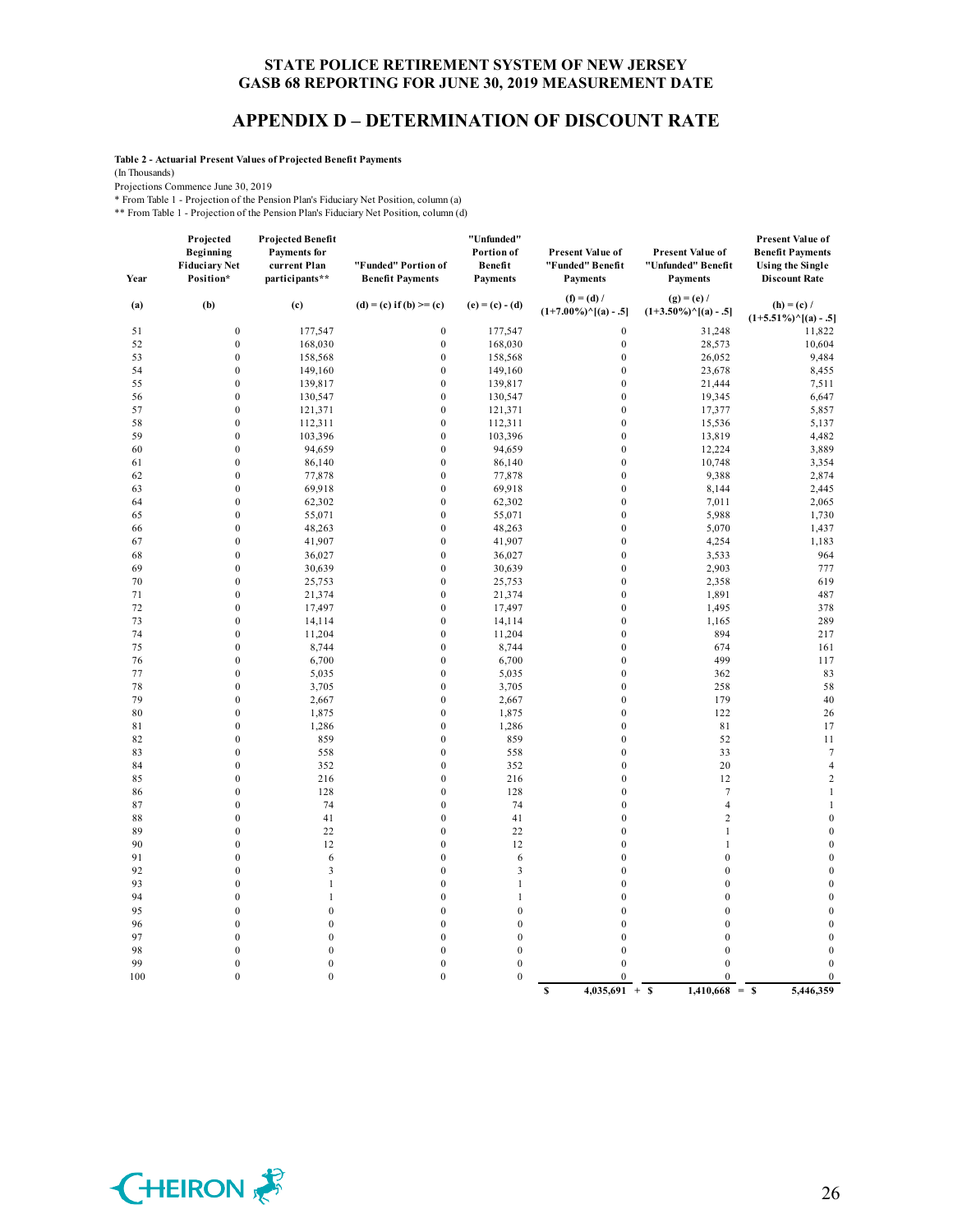# STATE POLICE RETIREMENT SYSTEM OF NEW JERSEY
## GASB 68 REPORTING FOR JUNE 30, 2019 MEASUREMENT DATE

## APPENDIX D – DETERMINATION OF DISCOUNT RATE

**Table 2 - Actuarial Present Values of Projected Benefit Payments**

(In Thousands)

Projections Commence June 30, 2019

* From Table 1 - Projection of the Pension Plan's Fiduciary Net Position, column (a)

** From Table 1 - Projection of the Pension Plan's Fiduciary Net Position, column (d)

| Year | Projected Beginning Fiduciary Net Position* | Projected Benefit Payments for current Plan participants** | "Funded" Portion of Benefit Payments | "Unfunded" Portion of Benefit Payments | Present Value of "Funded" Benefit Payments | Present Value of "Unfunded" Benefit Payments | Present Value of Benefit Payments Using the Single Discount Rate |
|---|---|---|---|---|---|---|---|
| (a) | (b) | (c) | (d) = (c) if (b) >= (c) | (e) = (c) - (d) | (f) = (d) / (1+7.00%)^[(a) - .5] | (g) = (e) / (1+3.50%)^[(a) - .5] | (h) = (c) / (1+5.51%)^[(a) - .5] |
| 51 | 0 | 177,547 | 0 | 177,547 | 0 | 31,248 | 11,822 |
| 52 | 0 | 168,030 | 0 | 168,030 | 0 | 28,573 | 10,604 |
| 53 | 0 | 158,568 | 0 | 158,568 | 0 | 26,052 | 9,484 |
| 54 | 0 | 149,160 | 0 | 149,160 | 0 | 23,678 | 8,455 |
| 55 | 0 | 139,817 | 0 | 139,817 | 0 | 21,444 | 7,511 |
| 56 | 0 | 130,547 | 0 | 130,547 | 0 | 19,345 | 6,647 |
| 57 | 0 | 121,371 | 0 | 121,371 | 0 | 17,377 | 5,857 |
| 58 | 0 | 112,311 | 0 | 112,311 | 0 | 15,536 | 5,137 |
| 59 | 0 | 103,396 | 0 | 103,396 | 0 | 13,819 | 4,482 |
| 60 | 0 | 94,659 | 0 | 94,659 | 0 | 12,224 | 3,889 |
| 61 | 0 | 86,140 | 0 | 86,140 | 0 | 10,748 | 3,354 |
| 62 | 0 | 77,878 | 0 | 77,878 | 0 | 9,388 | 2,874 |
| 63 | 0 | 69,918 | 0 | 69,918 | 0 | 8,144 | 2,445 |
| 64 | 0 | 62,302 | 0 | 62,302 | 0 | 7,011 | 2,065 |
| 65 | 0 | 55,071 | 0 | 55,071 | 0 | 5,988 | 1,730 |
| 66 | 0 | 48,263 | 0 | 48,263 | 0 | 5,070 | 1,437 |
| 67 | 0 | 41,907 | 0 | 41,907 | 0 | 4,254 | 1,183 |
| 68 | 0 | 36,027 | 0 | 36,027 | 0 | 3,533 | 964 |
| 69 | 0 | 30,639 | 0 | 30,639 | 0 | 2,903 | 777 |
| 70 | 0 | 25,753 | 0 | 25,753 | 0 | 2,358 | 619 |
| 71 | 0 | 21,374 | 0 | 21,374 | 0 | 1,891 | 487 |
| 72 | 0 | 17,497 | 0 | 17,497 | 0 | 1,495 | 378 |
| 73 | 0 | 14,114 | 0 | 14,114 | 0 | 1,165 | 289 |
| 74 | 0 | 11,204 | 0 | 11,204 | 0 | 894 | 217 |
| 75 | 0 | 8,744 | 0 | 8,744 | 0 | 674 | 161 |
| 76 | 0 | 6,700 | 0 | 6,700 | 0 | 499 | 117 |
| 77 | 0 | 5,035 | 0 | 5,035 | 0 | 362 | 83 |
| 78 | 0 | 3,705 | 0 | 3,705 | 0 | 258 | 58 |
| 79 | 0 | 2,667 | 0 | 2,667 | 0 | 179 | 40 |
| 80 | 0 | 1,875 | 0 | 1,875 | 0 | 122 | 26 |
| 81 | 0 | 1,286 | 0 | 1,286 | 0 | 81 | 17 |
| 82 | 0 | 859 | 0 | 859 | 0 | 52 | 11 |
| 83 | 0 | 558 | 0 | 558 | 0 | 33 | 7 |
| 84 | 0 | 352 | 0 | 352 | 0 | 20 | 4 |
| 85 | 0 | 216 | 0 | 216 | 0 | 12 | 2 |
| 86 | 0 | 128 | 0 | 128 | 0 | 7 | 1 |
| 87 | 0 | 74 | 0 | 74 | 0 | 4 | 1 |
| 88 | 0 | 41 | 0 | 41 | 0 | 2 | 0 |
| 89 | 0 | 22 | 0 | 22 | 0 | 1 | 0 |
| 90 | 0 | 12 | 0 | 12 | 0 | 1 | 0 |
| 91 | 0 | 6 | 0 | 6 | 0 | 0 | 0 |
| 92 | 0 | 3 | 0 | 3 | 0 | 0 | 0 |
| 93 | 0 | 1 | 0 | 1 | 0 | 0 | 0 |
| 94 | 0 | 1 | 0 | 1 | 0 | 0 | 0 |
| 95 | 0 | 0 | 0 | 0 | 0 | 0 | 0 |
| 96 | 0 | 0 | 0 | 0 | 0 | 0 | 0 |
| 97 | 0 | 0 | 0 | 0 | 0 | 0 | 0 |
| 98 | 0 | 0 | 0 | 0 | 0 | 0 | 0 |
| 99 | 0 | 0 | 0 | 0 | 0 | 0 | 0 |
| 100 | 0 | 0 | 0 | 0 | 0 | 0 | 0 |
| | | | | | $ 4,035,691 + | $ 1,410,668 = | $ 5,446,359 |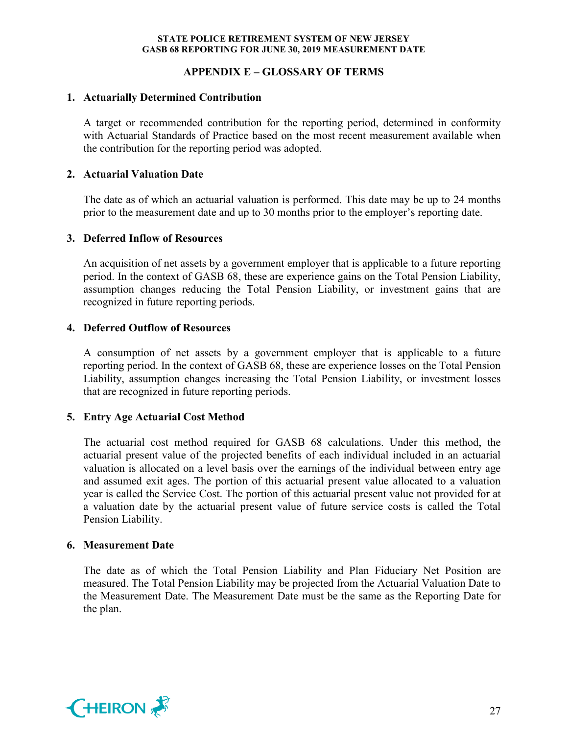## APPENDIX E – GLOSSARY OF TERMS

1. **Actuarially Determined Contribution**

   A target or recommended contribution for the reporting period, determined in conformity with Actuarial Standards of Practice based on the most recent measurement available when the contribution for the reporting period was adopted.

2. **Actuarial Valuation Date**

   The date as of which an actuarial valuation is performed. This date may be up to 24 months prior to the measurement date and up to 30 months prior to the employer's reporting date.

3. **Deferred Inflow of Resources**

   An acquisition of net assets by a government employer that is applicable to a future reporting period. In the context of GASB 68, these are experience gains on the Total Pension Liability, assumption changes reducing the Total Pension Liability, or investment gains that are recognized in future reporting periods.

4. **Deferred Outflow of Resources**

   A consumption of net assets by a government employer that is applicable to a future reporting period. In the context of GASB 68, these are experience losses on the Total Pension Liability, assumption changes increasing the Total Pension Liability, or investment losses that are recognized in future reporting periods.

5. **Entry Age Actuarial Cost Method**

   The actuarial cost method required for GASB 68 calculations. Under this method, the actuarial present value of the projected benefits of each individual included in an actuarial valuation is allocated on a level basis over the earnings of the individual between entry age and assumed exit ages. The portion of this actuarial present value allocated to a valuation year is called the Service Cost. The portion of this actuarial present value not provided for at a valuation date by the actuarial present value of future service costs is called the Total Pension Liability.

6. **Measurement Date**

   The date as of which the Total Pension Liability and Plan Fiduciary Net Position are measured. The Total Pension Liability may be projected from the Actuarial Valuation Date to the Measurement Date. The Measurement Date must be the same as the Reporting Date for the plan.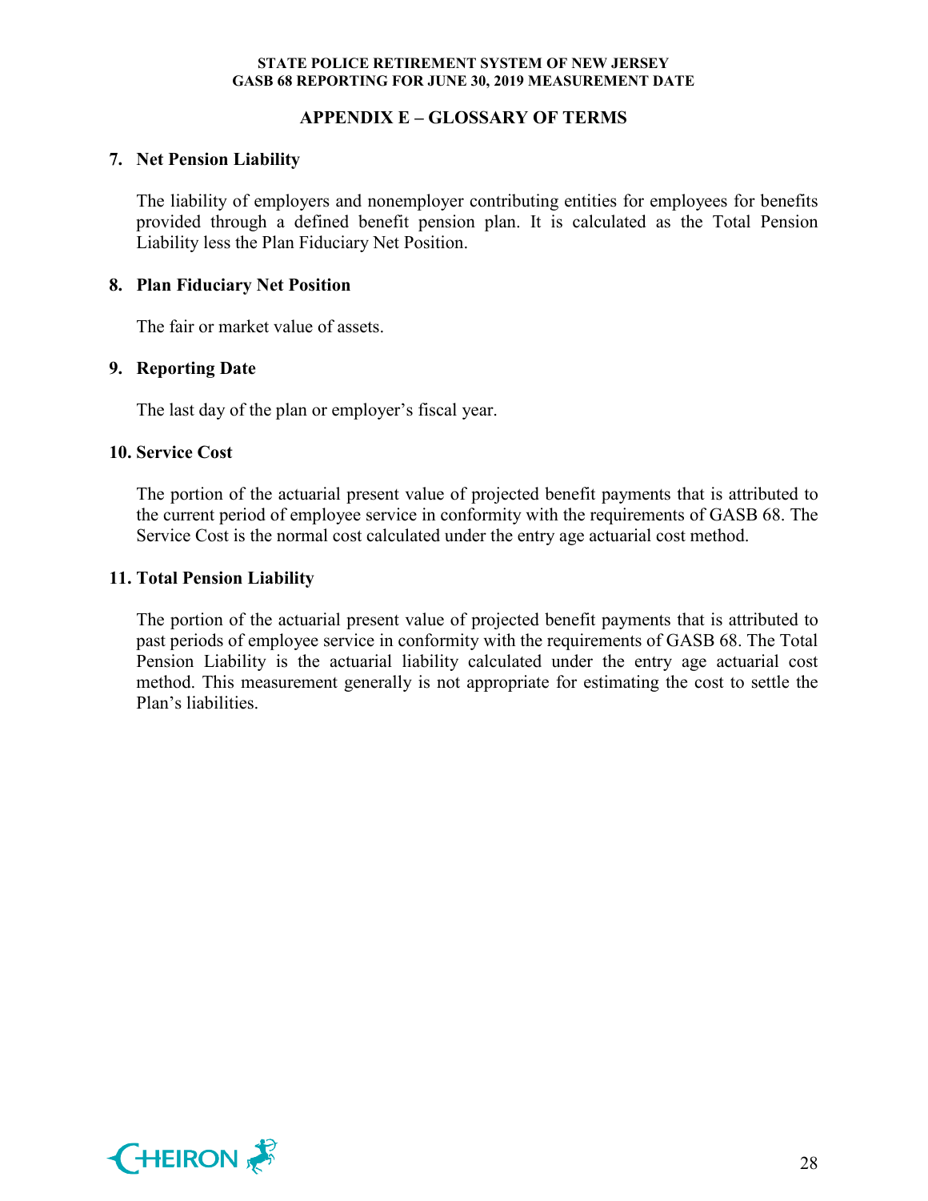## APPENDIX E – GLOSSARY OF TERMS

### 7. Net Pension Liability

The liability of employers and nonemployer contributing entities for employees for benefits provided through a defined benefit pension plan. It is calculated as the Total Pension Liability less the Plan Fiduciary Net Position.

### 8. Plan Fiduciary Net Position

The fair or market value of assets.

### 9. Reporting Date

The last day of the plan or employer's fiscal year.

### 10. Service Cost

The portion of the actuarial present value of projected benefit payments that is attributed to the current period of employee service in conformity with the requirements of GASB 68. The Service Cost is the normal cost calculated under the entry age actuarial cost method.

### 11. Total Pension Liability

The portion of the actuarial present value of projected benefit payments that is attributed to past periods of employee service in conformity with the requirements of GASB 68. The Total Pension Liability is the actuarial liability calculated under the entry age actuarial cost method. This measurement generally is not appropriate for estimating the cost to settle the Plan's liabilities.